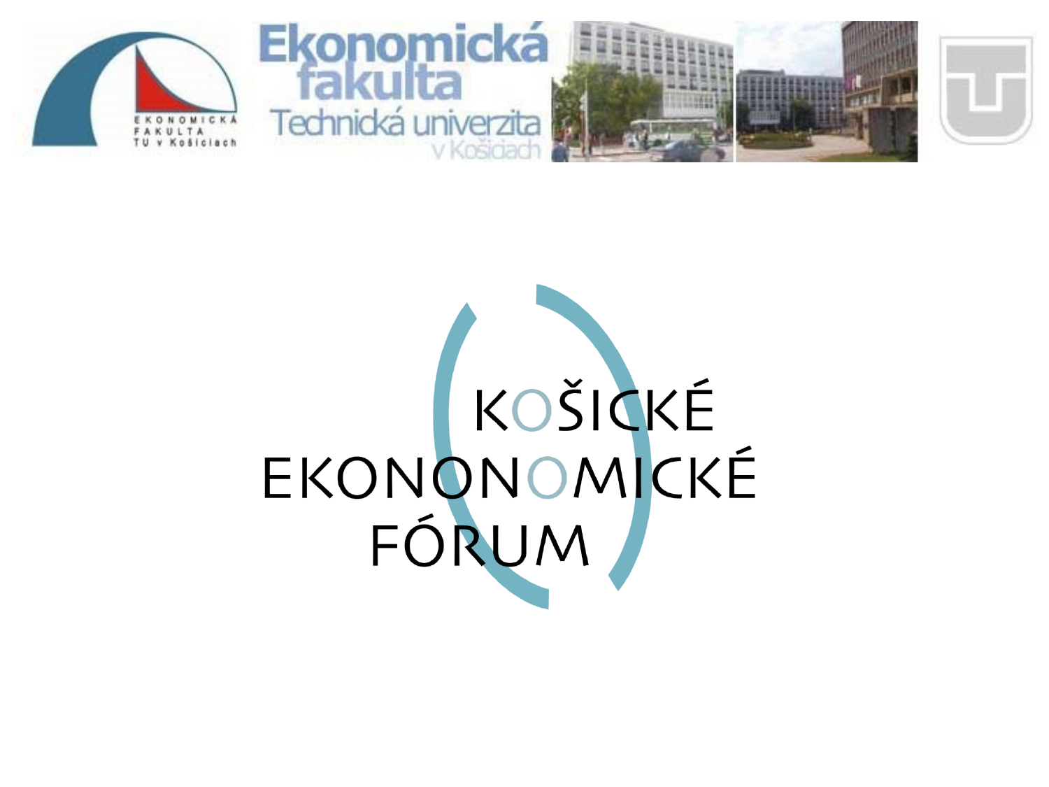EKONOMICKÁ FAKULTA TU v Košiciach

Ekonomická fakulta

Technická univerzita v Košiciach

# KOŠICKÉ EKONONOMICKÉ FÓRUM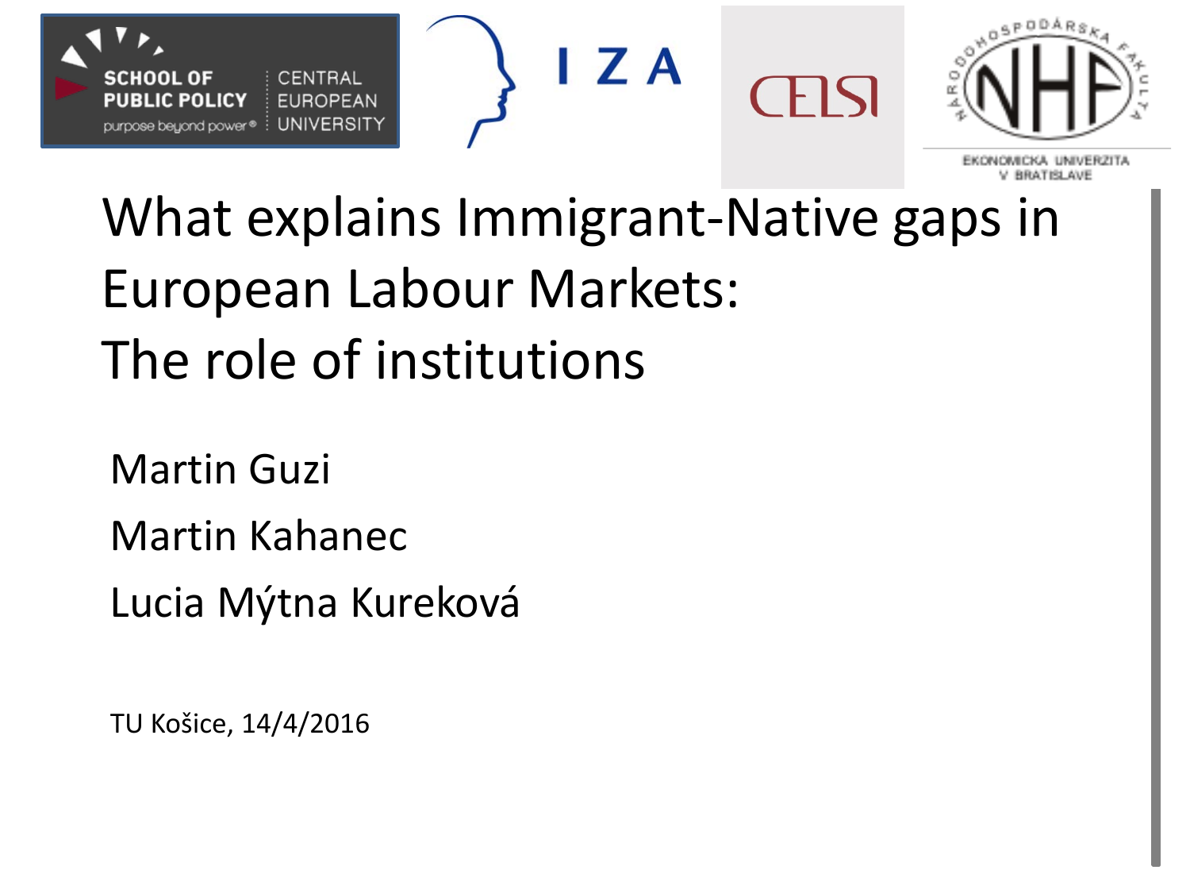# What explains Immigrant-Native gaps in European Labour Markets: The role of institutions

Martin Guzi

Martin Kahanec

Lucia Mýtna Kureková

TU Košice, 14/4/2016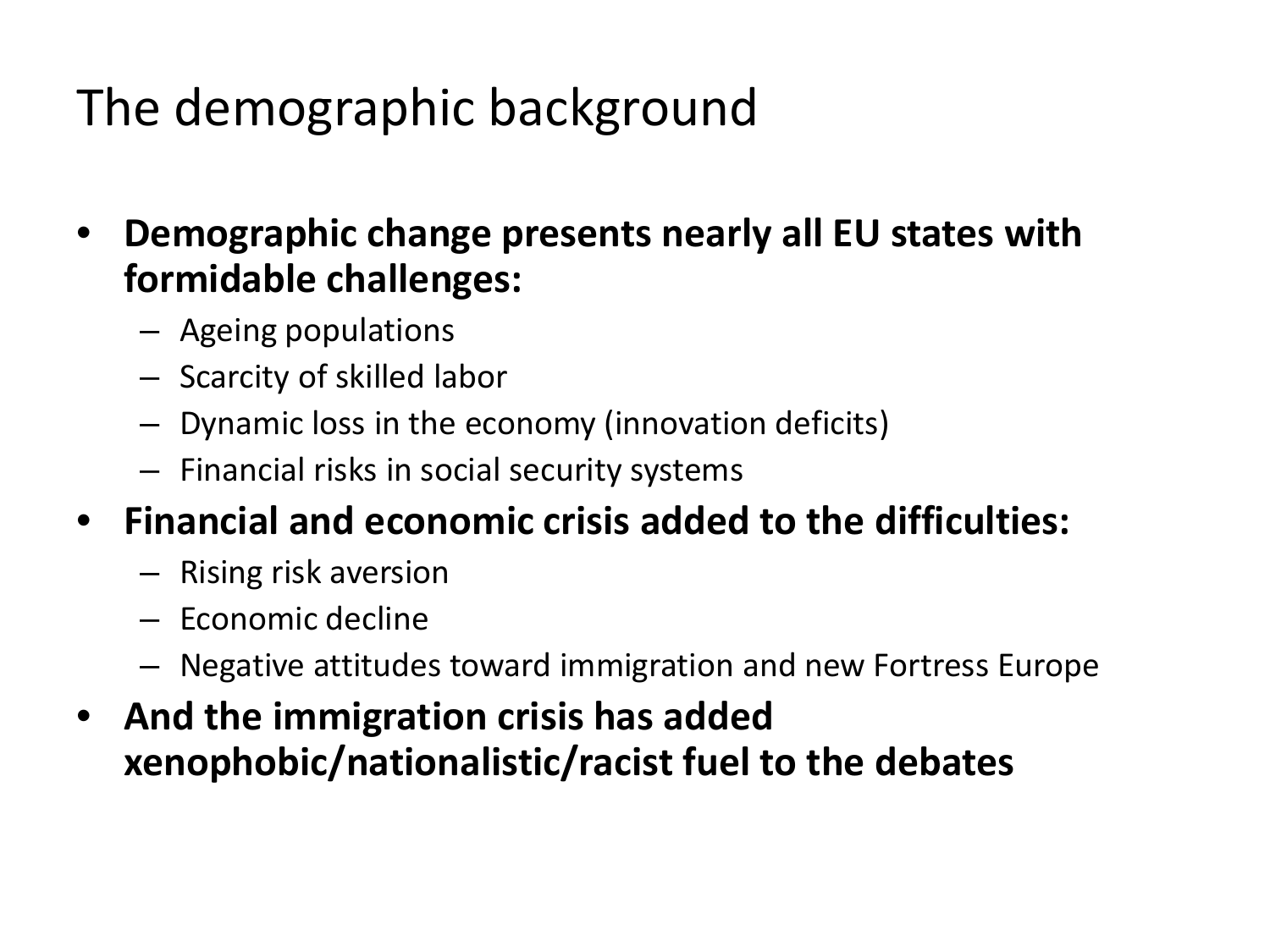# The demographic background

- **Demographic change presents nearly all EU states with formidable challenges:**
  - Ageing populations
  - Scarcity of skilled labor
  - Dynamic loss in the economy (innovation deficits)
  - Financial risks in social security systems
- **Financial and economic crisis added to the difficulties:**
  - Rising risk aversion
  - Economic decline
  - Negative attitudes toward immigration and new Fortress Europe
- **And the immigration crisis has added xenophobic/nationalistic/racist fuel to the debates**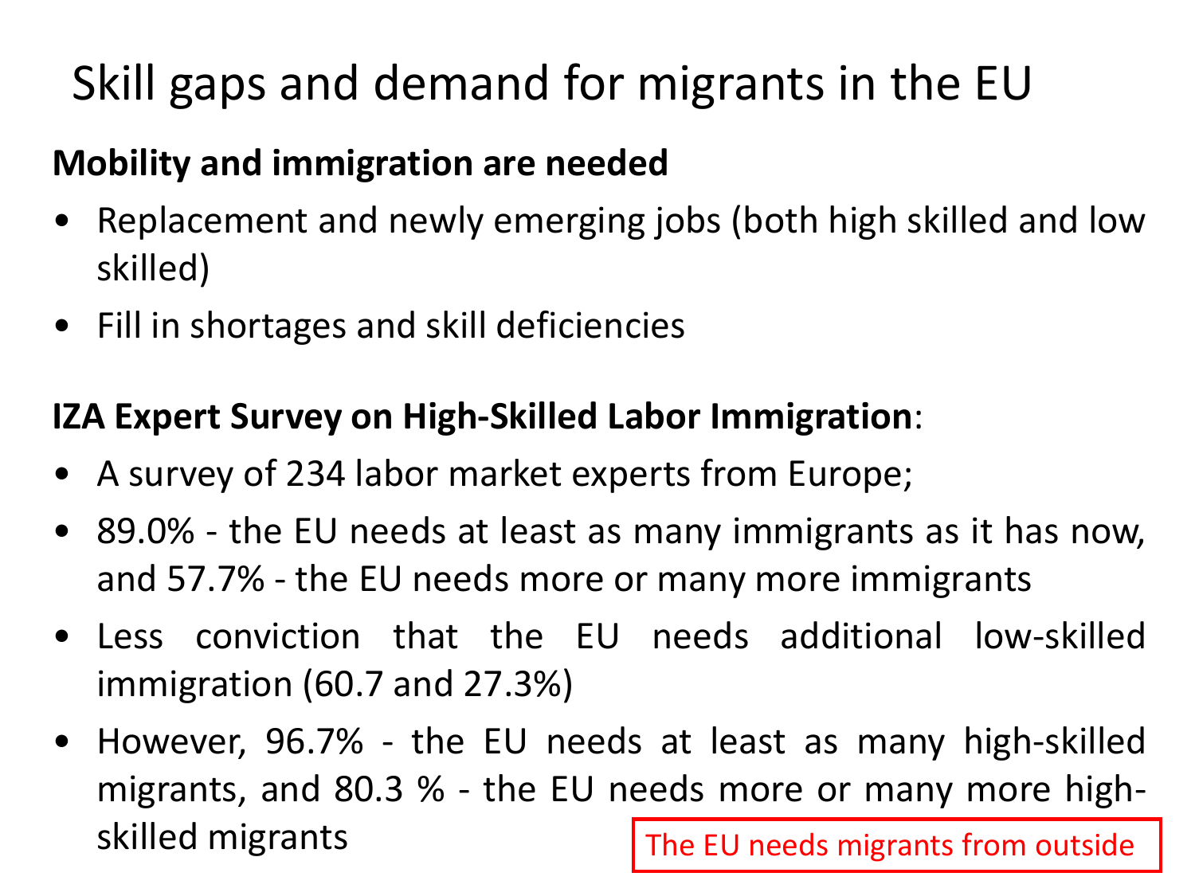# Skill gaps and demand for migrants in the EU

**Mobility and immigration are needed**

- Replacement and newly emerging jobs (both high skilled and low skilled)
- Fill in shortages and skill deficiencies

**IZA Expert Survey on High-Skilled Labor Immigration**:

- A survey of 234 labor market experts from Europe;
- 89.0% - the EU needs at least as many immigrants as it has now, and 57.7% - the EU needs more or many more immigrants
- Less conviction that the EU needs additional low-skilled immigration (60.7 and 27.3%)
- However, 96.7% - the EU needs at least as many high-skilled migrants, and 80.3 % - the EU needs more or many more high-skilled migrants

The EU needs migrants from outside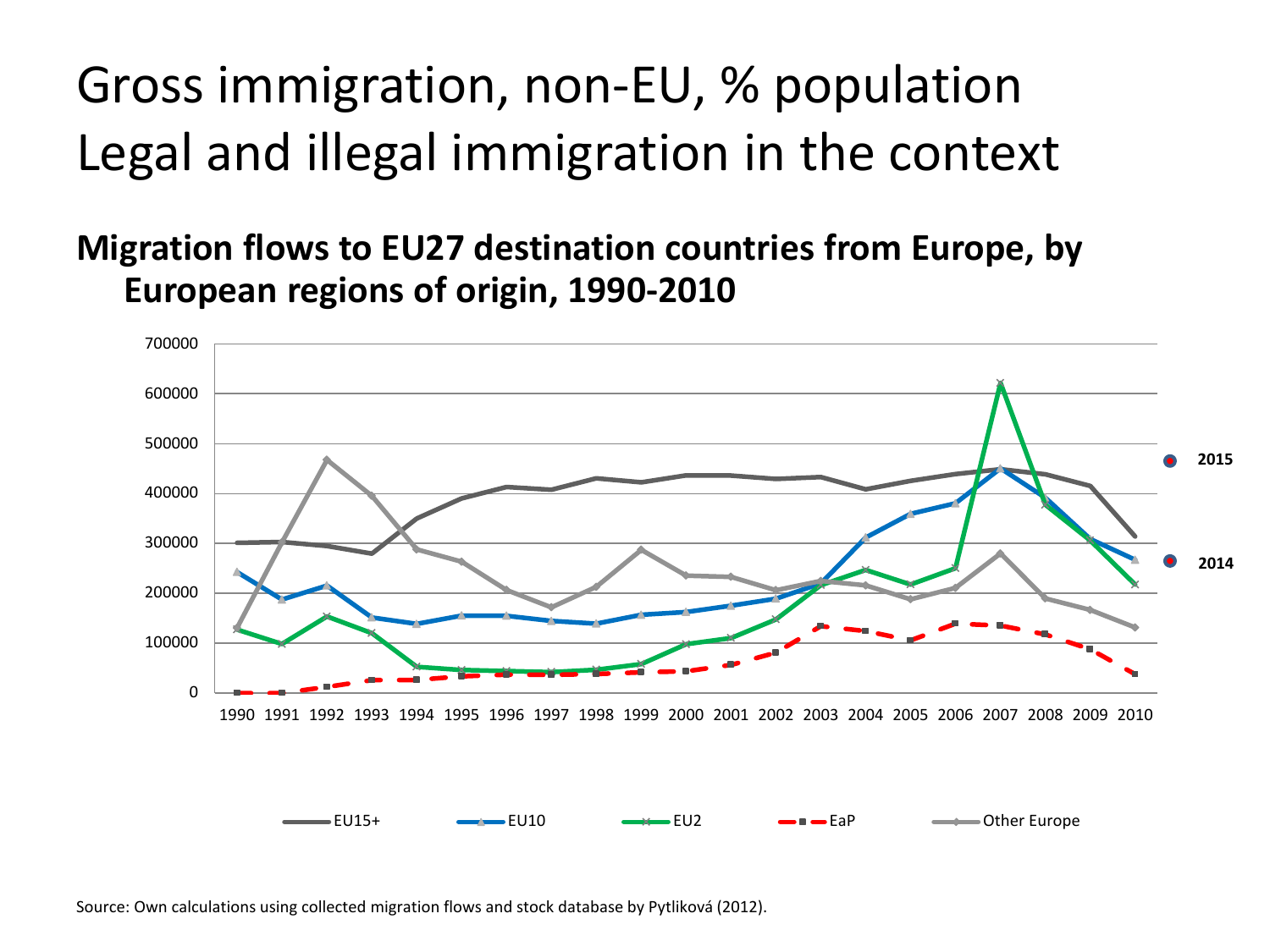# Gross immigration, non-EU, % population
# Legal and illegal immigration in the context

**Migration flows to EU27 destination countries from Europe, by European regions of origin, 1990-2010**

Source: Own calculations using collected migration flows and stock database by Pytliková (2012).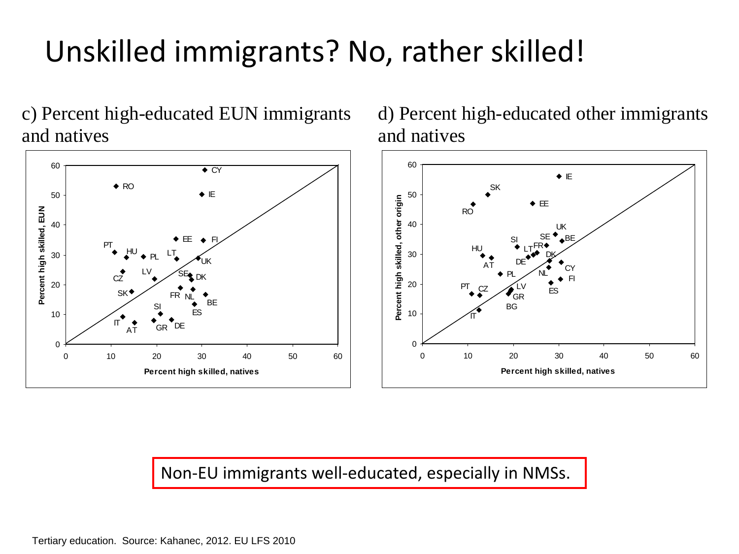# Unskilled immigrants? No, rather skilled!

c) Percent high-educated EUN immigrants and natives

d) Percent high-educated other immigrants and natives

Non-EU immigrants well-educated, especially in NMSs.

Tertiary education. Source: Kahanec, 2012. EU LFS 2010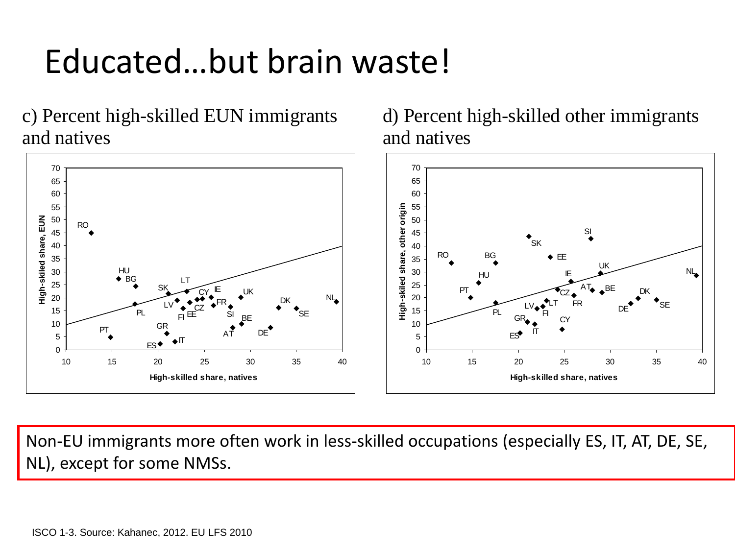# Educated…but brain waste!

c) Percent high-skilled EUN immigrants and natives

d) Percent high-skilled other immigrants and natives

Non-EU immigrants more often work in less-skilled occupations (especially ES, IT, AT, DE, SE, NL), except for some NMSs.

ISCO 1-3. Source: Kahanec, 2012. EU LFS 2010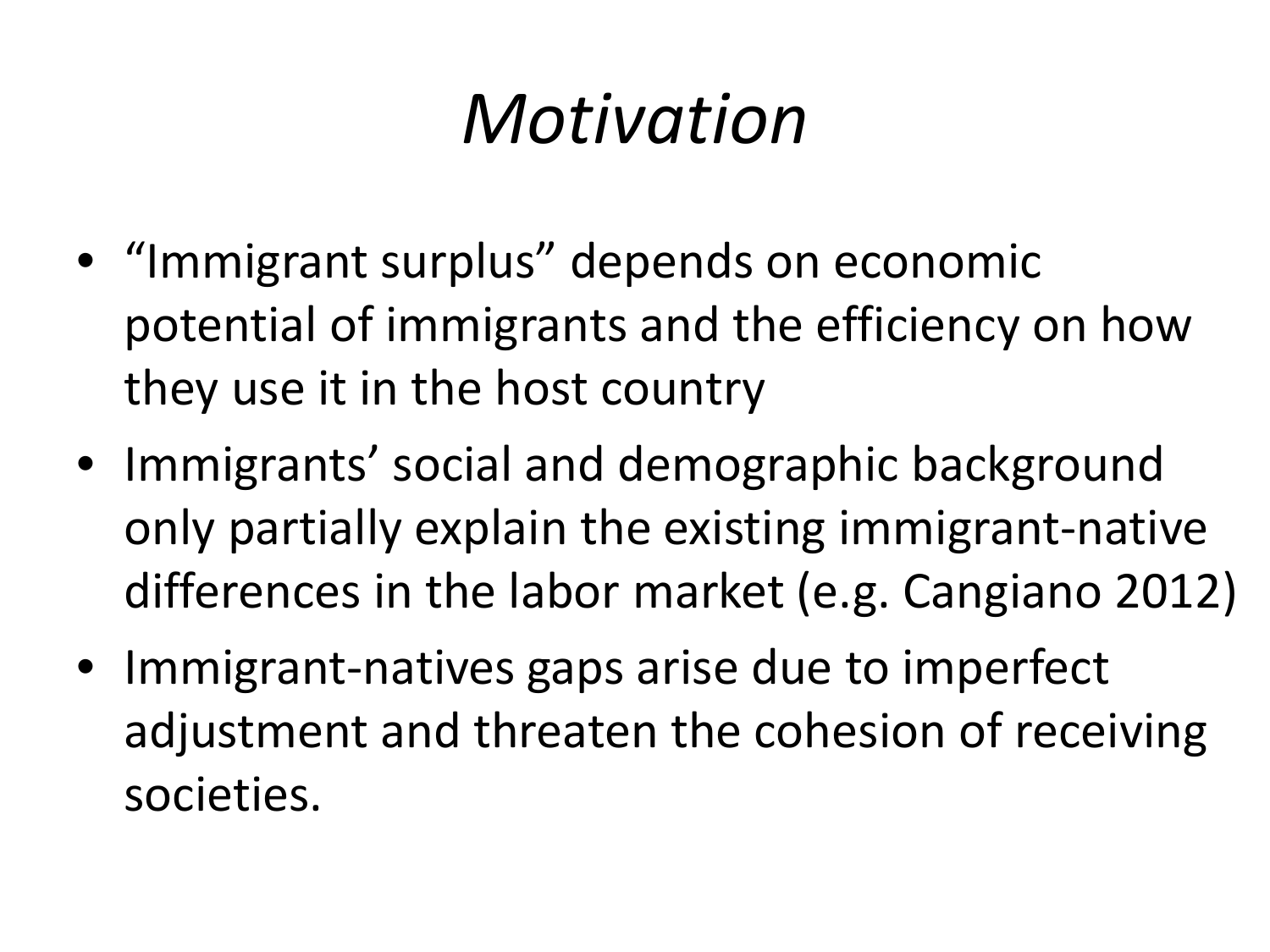# *Motivation*

- "Immigrant surplus" depends on economic potential of immigrants and the efficiency on how they use it in the host country
- Immigrants' social and demographic background only partially explain the existing immigrant-native differences in the labor market (e.g. Cangiano 2012)
- Immigrant-natives gaps arise due to imperfect adjustment and threaten the cohesion of receiving societies.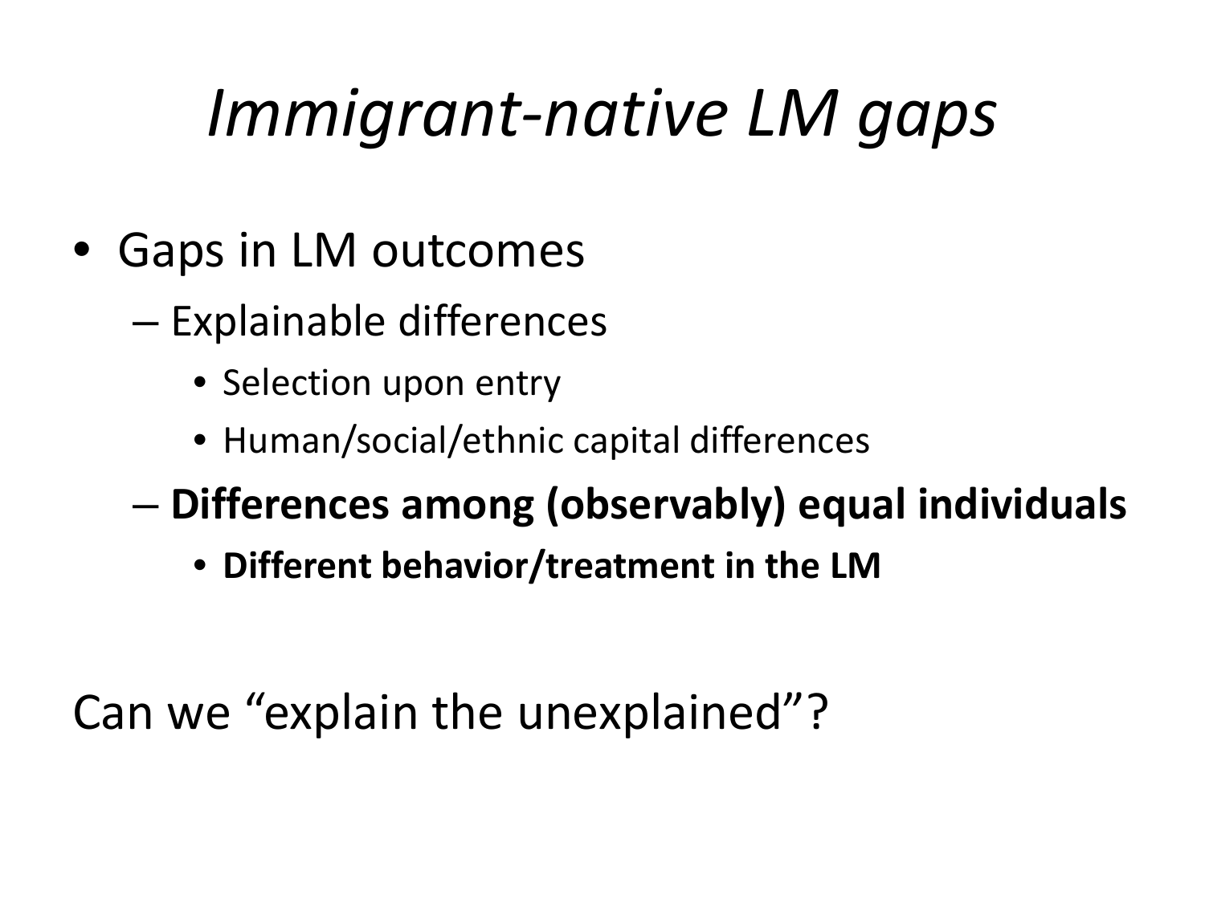# *Immigrant-native LM gaps*

- Gaps in LM outcomes
  - Explainable differences
    - Selection upon entry
    - Human/social/ethnic capital differences
  - **Differences among (observably) equal individuals**
    - **Different behavior/treatment in the LM**

Can we "explain the unexplained"?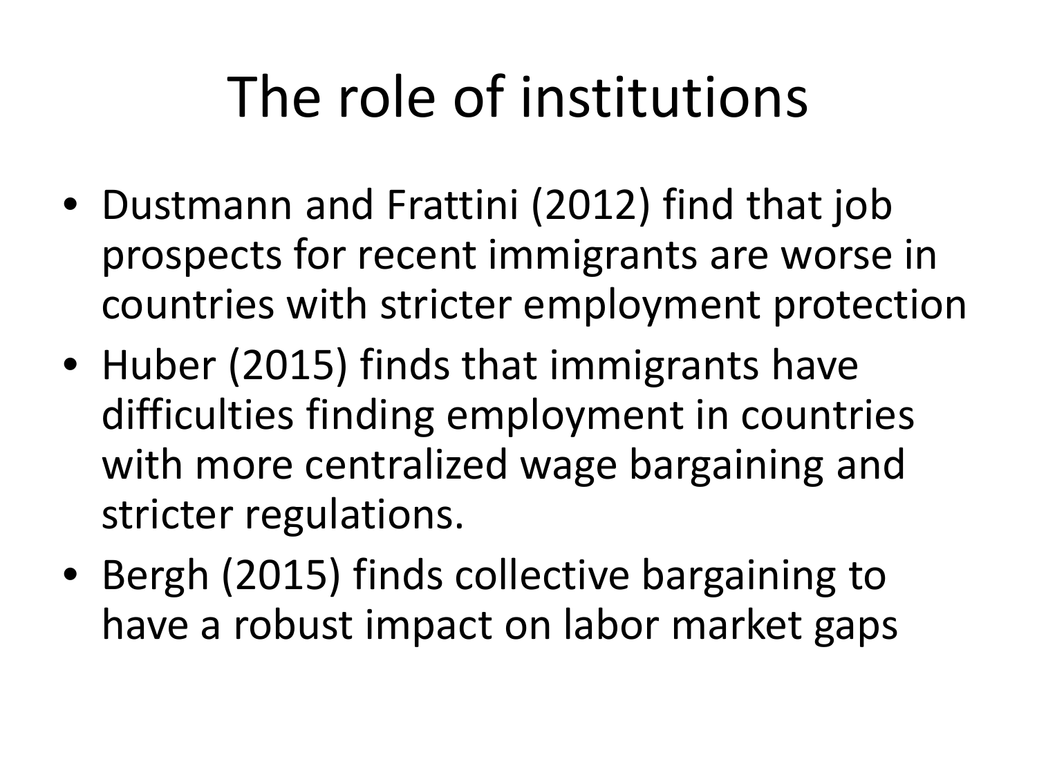# The role of institutions

- Dustmann and Frattini (2012) find that job prospects for recent immigrants are worse in countries with stricter employment protection
- Huber (2015) finds that immigrants have difficulties finding employment in countries with more centralized wage bargaining and stricter regulations.
- Bergh (2015) finds collective bargaining to have a robust impact on labor market gaps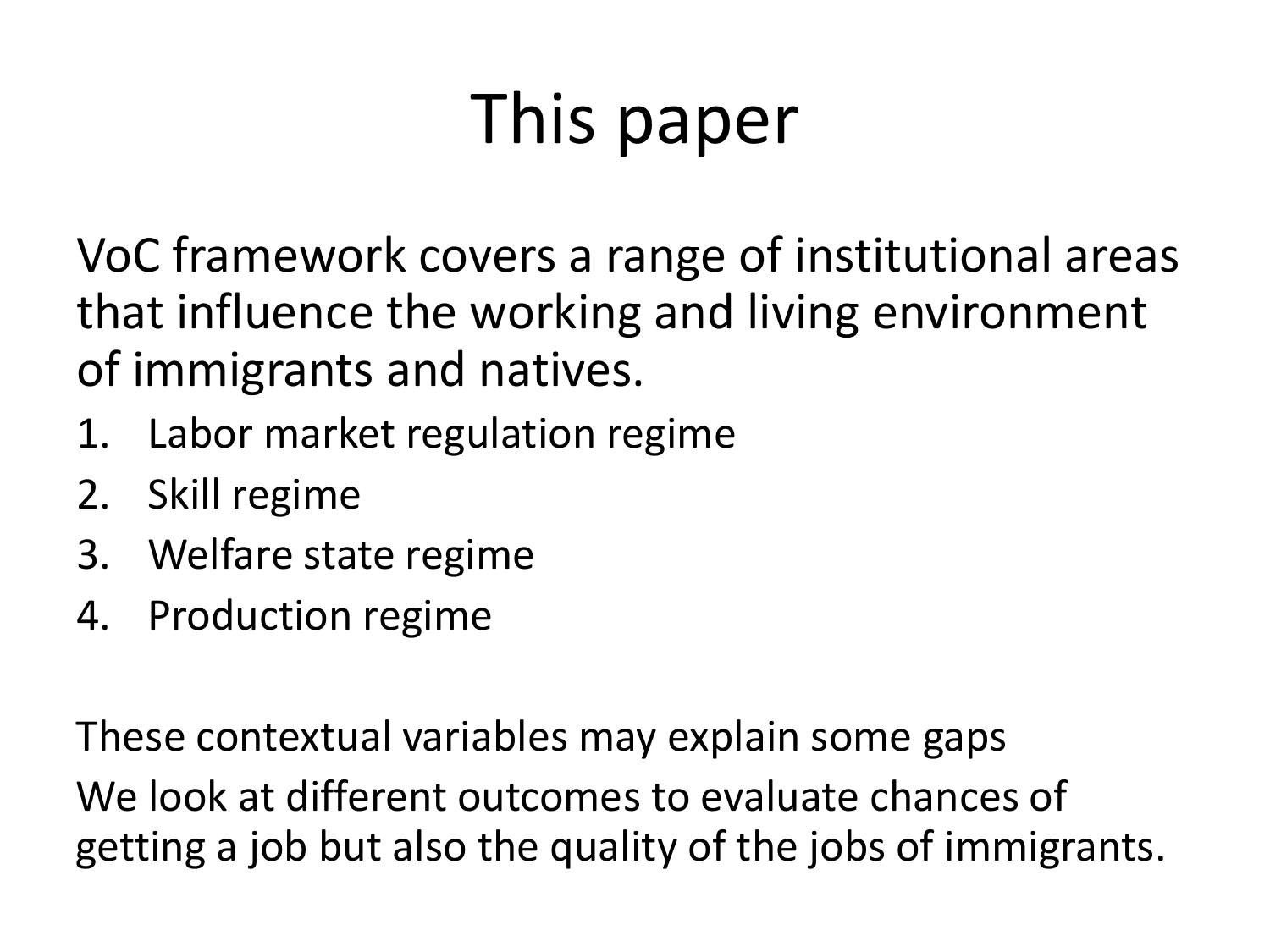# This paper

VoC framework covers a range of institutional areas that influence the working and living environment of immigrants and natives.

1. Labor market regulation regime
2. Skill regime
3. Welfare state regime
4. Production regime

These contextual variables may explain some gaps

We look at different outcomes to evaluate chances of getting a job but also the quality of the jobs of immigrants.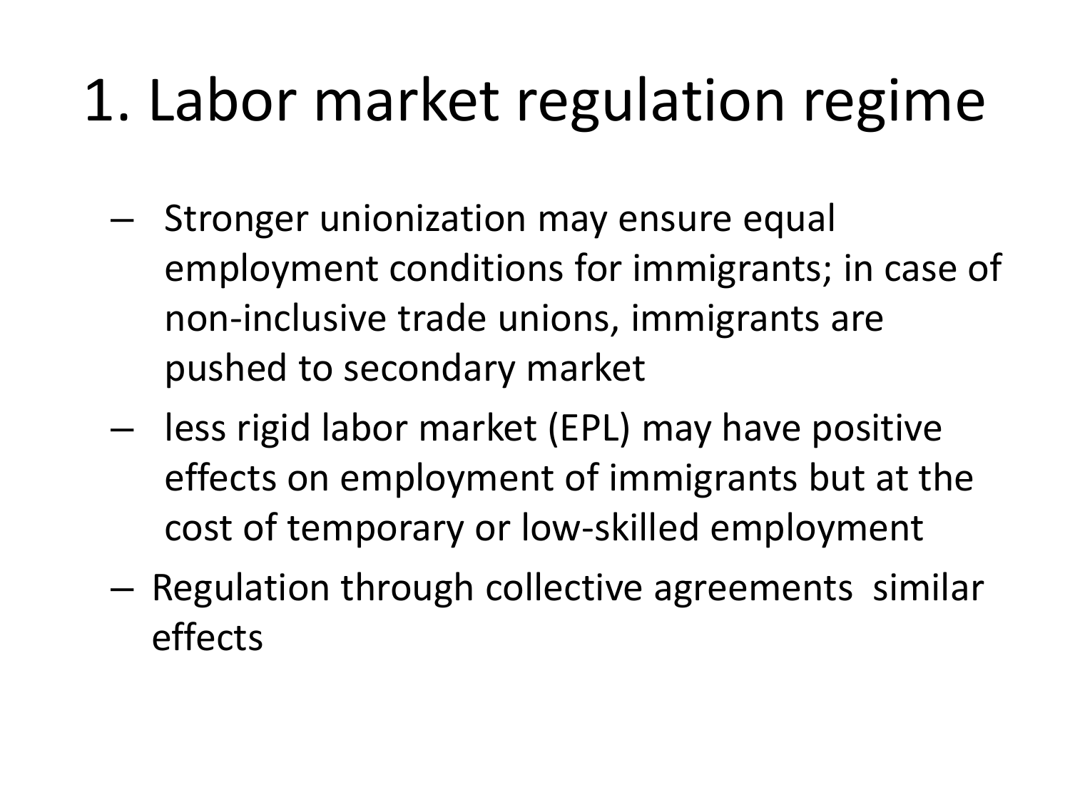# 1. Labor market regulation regime

- Stronger unionization may ensure equal employment conditions for immigrants; in case of non-inclusive trade unions, immigrants are pushed to secondary market
- less rigid labor market (EPL) may have positive effects on employment of immigrants but at the cost of temporary or low-skilled employment
- Regulation through collective agreements similar effects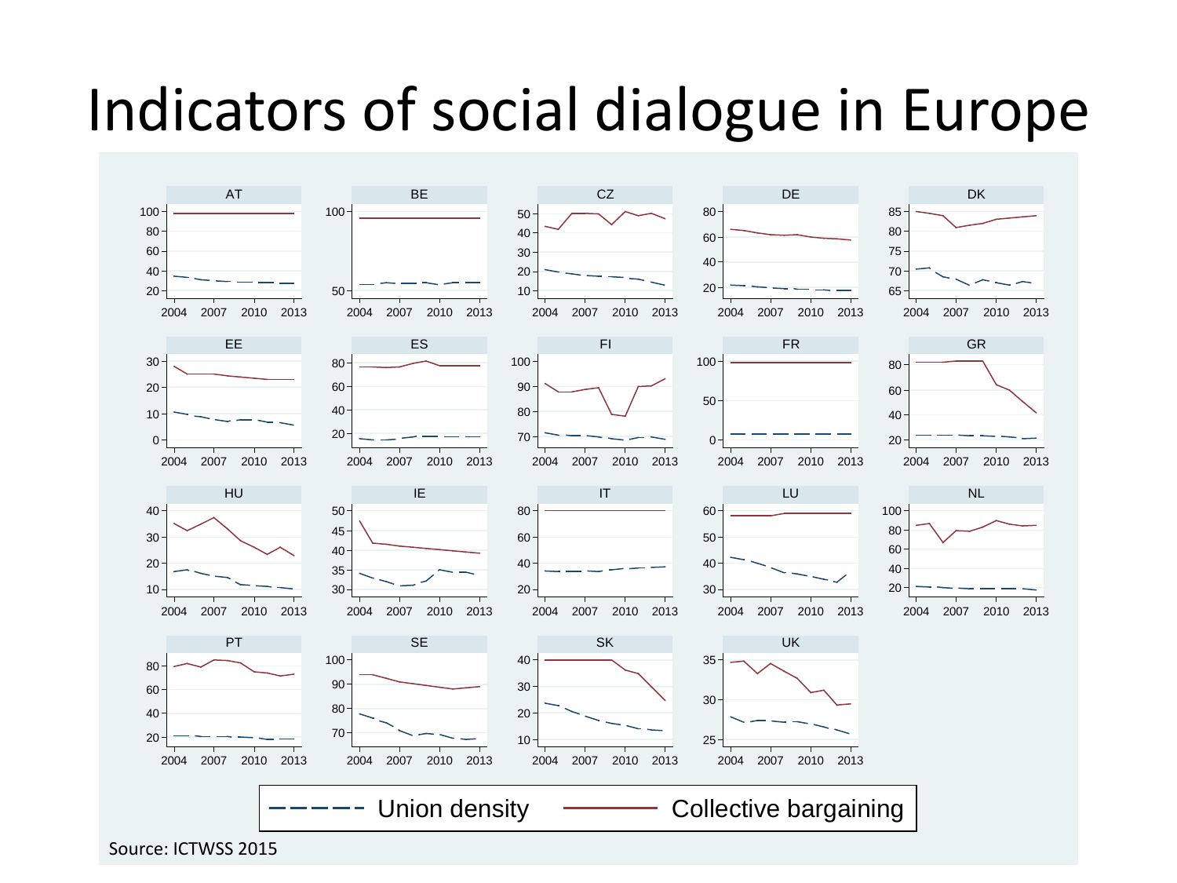# Indicators of social dialogue in Europe

Union density — Collective bargaining

AT, BE, CZ, DE, DK, EE, ES, FI, FR, GR, HU, IE, IT, LU, NL, PT, SE, SK, UK

Source: ICTWSS 2015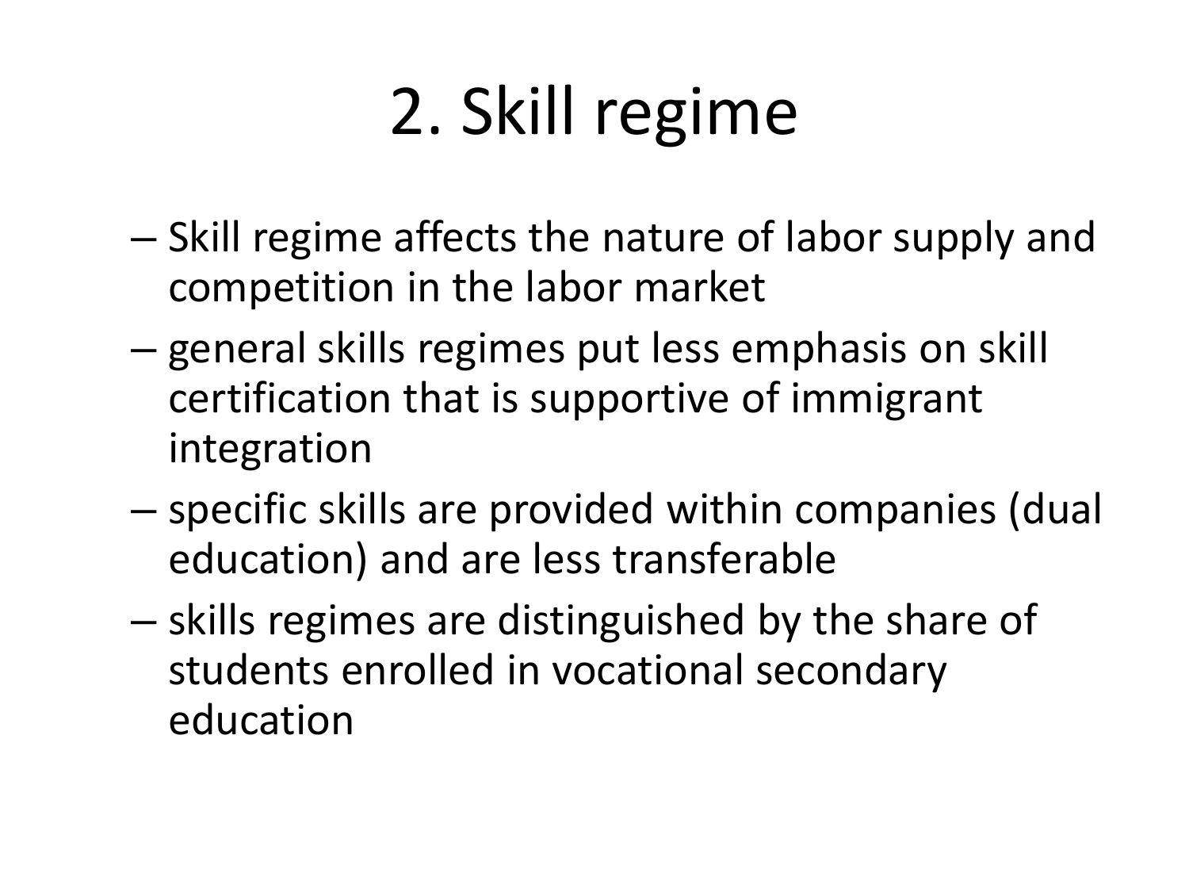# 2. Skill regime

- Skill regime affects the nature of labor supply and competition in the labor market
- general skills regimes put less emphasis on skill certification that is supportive of immigrant integration
- specific skills are provided within companies (dual education) and are less transferable
- skills regimes are distinguished by the share of students enrolled in vocational secondary education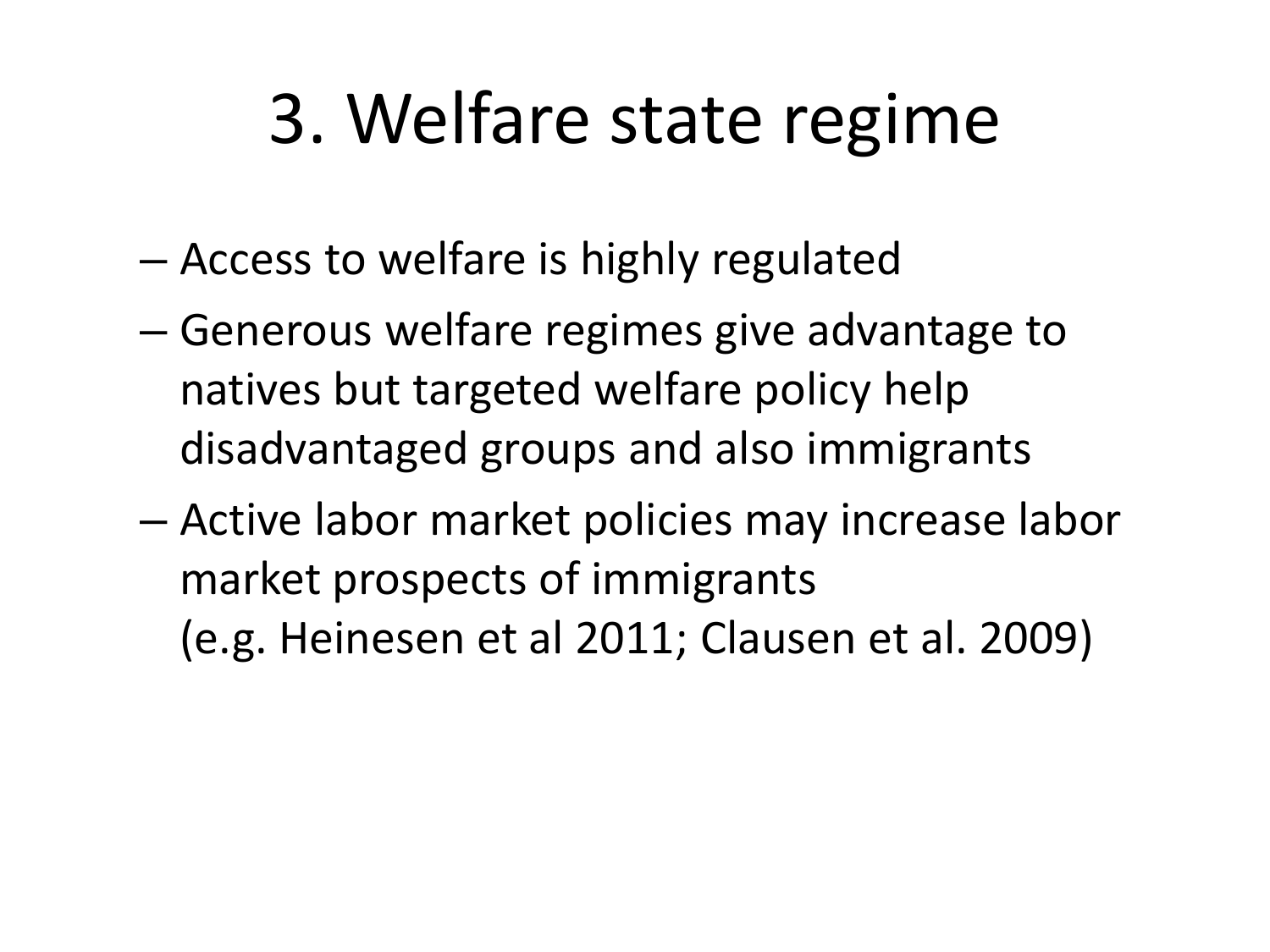# 3. Welfare state regime

- Access to welfare is highly regulated
- Generous welfare regimes give advantage to natives but targeted welfare policy help disadvantaged groups and also immigrants
- Active labor market policies may increase labor market prospects of immigrants
  (e.g. Heinesen et al 2011; Clausen et al. 2009)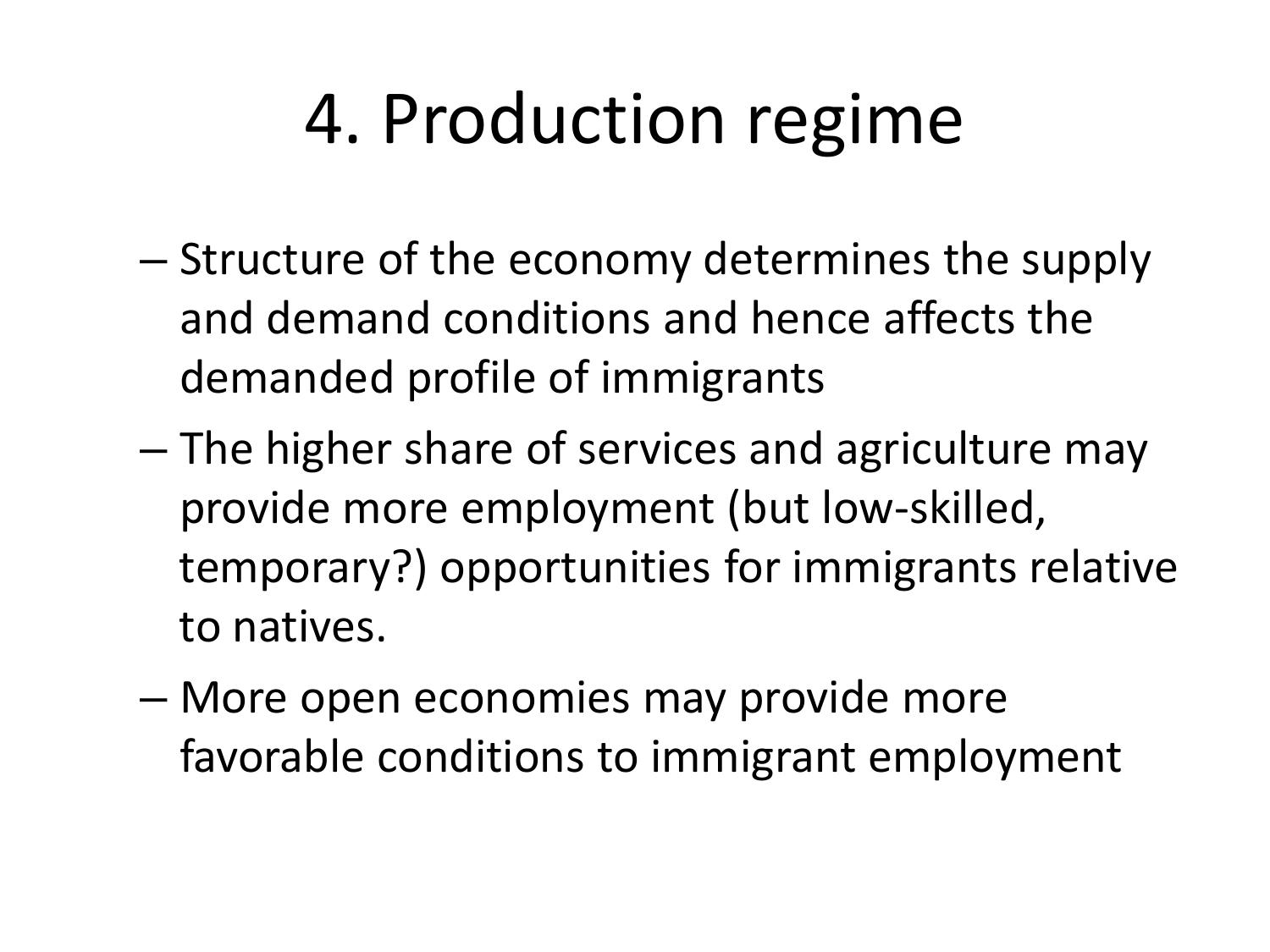# 4. Production regime

- Structure of the economy determines the supply and demand conditions and hence affects the demanded profile of immigrants
- The higher share of services and agriculture may provide more employment (but low-skilled, temporary?) opportunities for immigrants relative to natives.
- More open economies may provide more favorable conditions to immigrant employment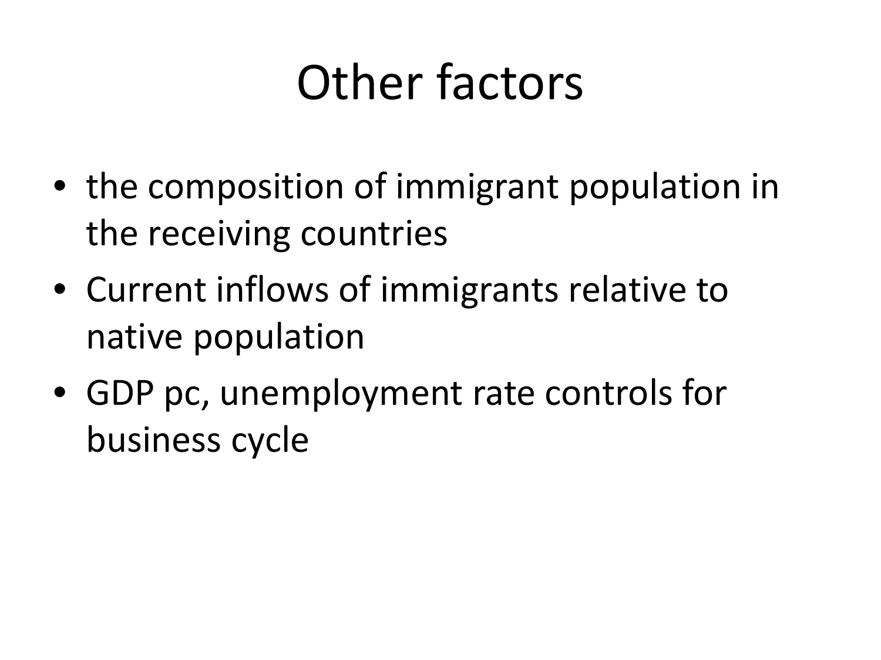# Other factors

- the composition of immigrant population in the receiving countries
- Current inflows of immigrants relative to native population
- GDP pc, unemployment rate controls for business cycle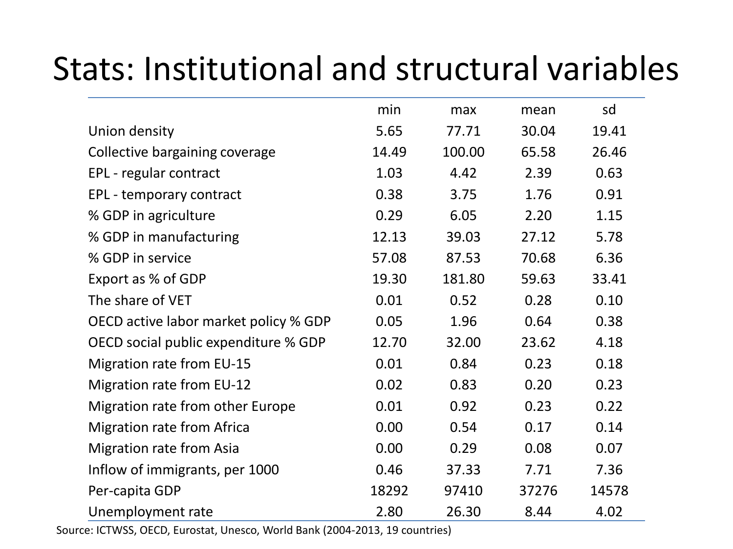# Stats: Institutional and structural variables

| | min | max | mean | sd |
|---|---|---|---|---|
| Union density | 5.65 | 77.71 | 30.04 | 19.41 |
| Collective bargaining coverage | 14.49 | 100.00 | 65.58 | 26.46 |
| EPL - regular contract | 1.03 | 4.42 | 2.39 | 0.63 |
| EPL - temporary contract | 0.38 | 3.75 | 1.76 | 0.91 |
| % GDP in agriculture | 0.29 | 6.05 | 2.20 | 1.15 |
| % GDP in manufacturing | 12.13 | 39.03 | 27.12 | 5.78 |
| % GDP in service | 57.08 | 87.53 | 70.68 | 6.36 |
| Export as % of GDP | 19.30 | 181.80 | 59.63 | 33.41 |
| The share of VET | 0.01 | 0.52 | 0.28 | 0.10 |
| OECD active labor market policy % GDP | 0.05 | 1.96 | 0.64 | 0.38 |
| OECD social public expenditure % GDP | 12.70 | 32.00 | 23.62 | 4.18 |
| Migration rate from EU-15 | 0.01 | 0.84 | 0.23 | 0.18 |
| Migration rate from EU-12 | 0.02 | 0.83 | 0.20 | 0.23 |
| Migration rate from other Europe | 0.01 | 0.92 | 0.23 | 0.22 |
| Migration rate from Africa | 0.00 | 0.54 | 0.17 | 0.14 |
| Migration rate from Asia | 0.00 | 0.29 | 0.08 | 0.07 |
| Inflow of immigrants, per 1000 | 0.46 | 37.33 | 7.71 | 7.36 |
| Per-capita GDP | 18292 | 97410 | 37276 | 14578 |
| Unemployment rate | 2.80 | 26.30 | 8.44 | 4.02 |

Source: ICTWSS, OECD, Eurostat, Unesco, World Bank (2004-2013, 19 countries)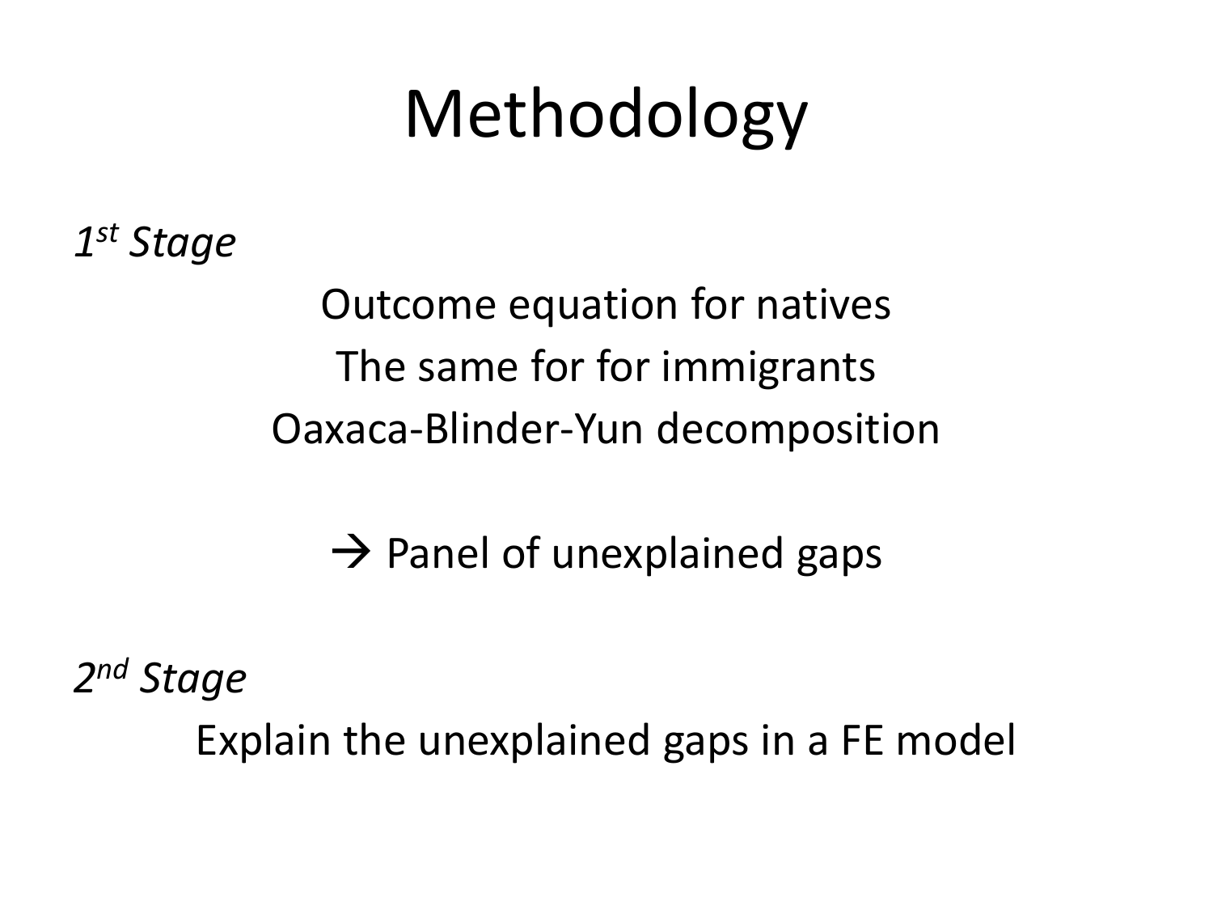# Methodology

*1st Stage*

Outcome equation for natives

The same for for immigrants

Oaxaca-Blinder-Yun decomposition

→ Panel of unexplained gaps

*2nd Stage*

Explain the unexplained gaps in a FE model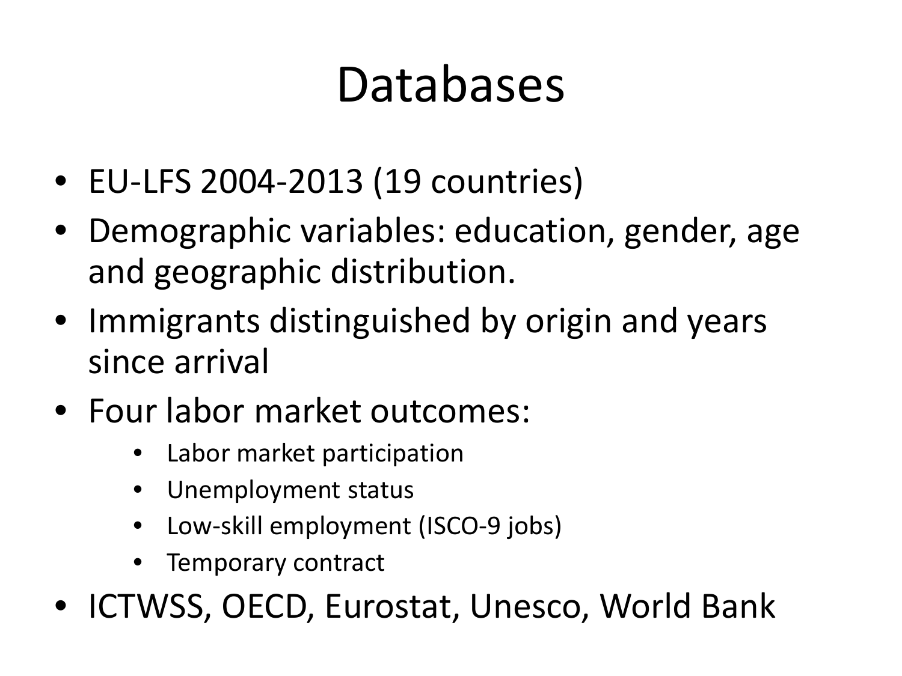# Databases

- EU-LFS 2004-2013 (19 countries)
- Demographic variables: education, gender, age and geographic distribution.
- Immigrants distinguished by origin and years since arrival
- Four labor market outcomes:
  - Labor market participation
  - Unemployment status
  - Low-skill employment (ISCO-9 jobs)
  - Temporary contract
- ICTWSS, OECD, Eurostat, Unesco, World Bank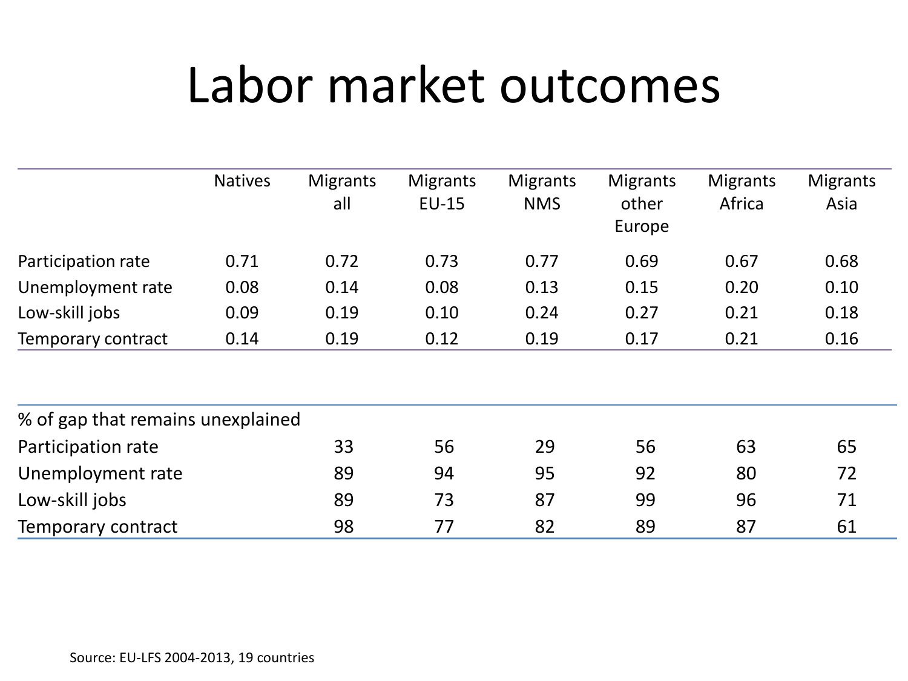# Labor market outcomes

| | Natives | Migrants all | Migrants EU-15 | Migrants NMS | Migrants other Europe | Migrants Africa | Migrants Asia |
|---|---|---|---|---|---|---|---|
| Participation rate | 0.71 | 0.72 | 0.73 | 0.77 | 0.69 | 0.67 | 0.68 |
| Unemployment rate | 0.08 | 0.14 | 0.08 | 0.13 | 0.15 | 0.20 | 0.10 |
| Low-skill jobs | 0.09 | 0.19 | 0.10 | 0.24 | 0.27 | 0.21 | 0.18 |
| Temporary contract | 0.14 | 0.19 | 0.12 | 0.19 | 0.17 | 0.21 | 0.16 |

| % of gap that remains unexplained | | | | | | |
|---|---|---|---|---|---|---|
| Participation rate | 33 | 56 | 29 | 56 | 63 | 65 |
| Unemployment rate | 89 | 94 | 95 | 92 | 80 | 72 |
| Low-skill jobs | 89 | 73 | 87 | 99 | 96 | 71 |
| Temporary contract | 98 | 77 | 82 | 89 | 87 | 61 |

Source: EU-LFS 2004-2013, 19 countries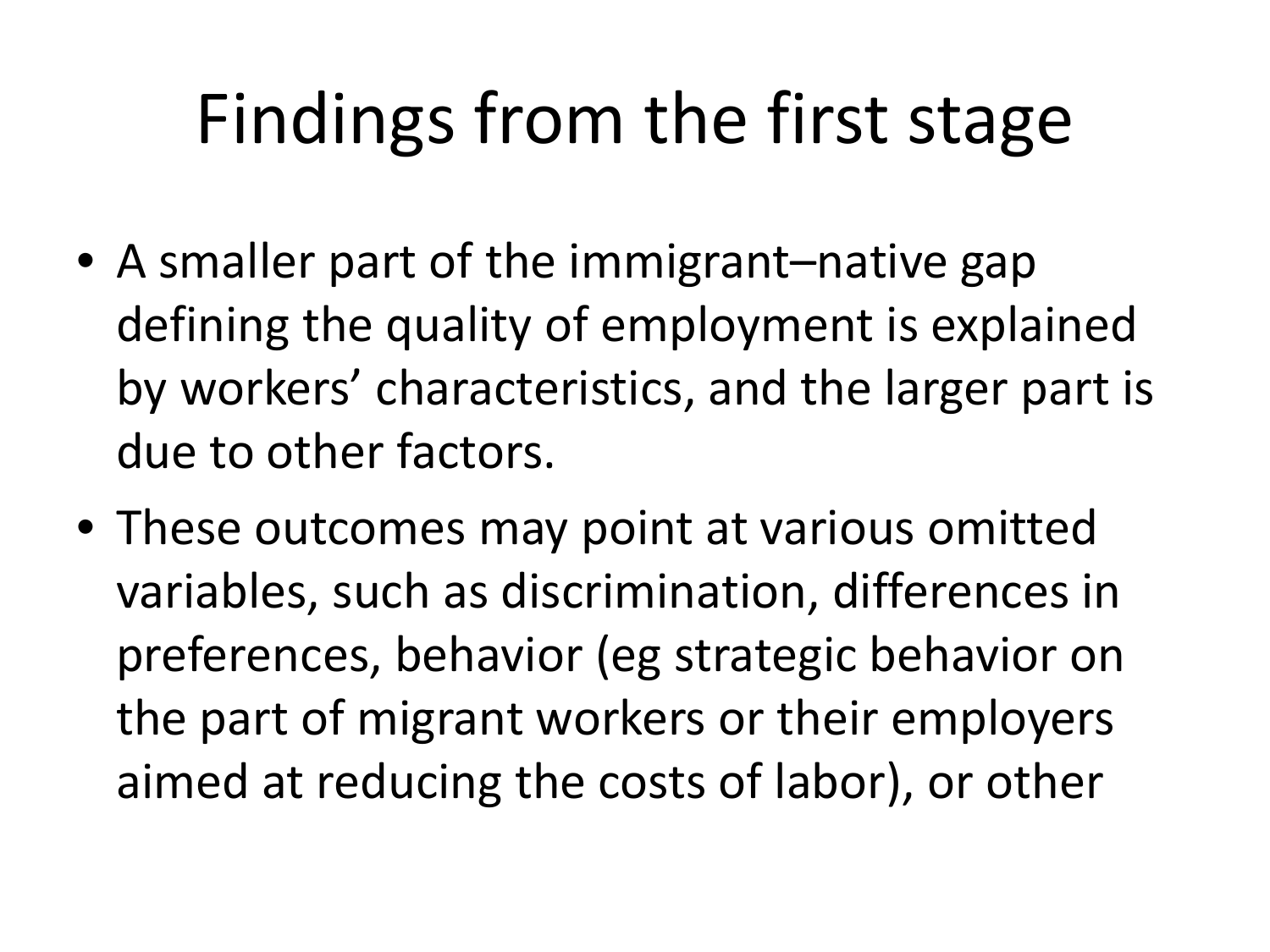# Findings from the first stage

- A smaller part of the immigrant–native gap defining the quality of employment is explained by workers' characteristics, and the larger part is due to other factors.
- These outcomes may point at various omitted variables, such as discrimination, differences in preferences, behavior (eg strategic behavior on the part of migrant workers or their employers aimed at reducing the costs of labor), or other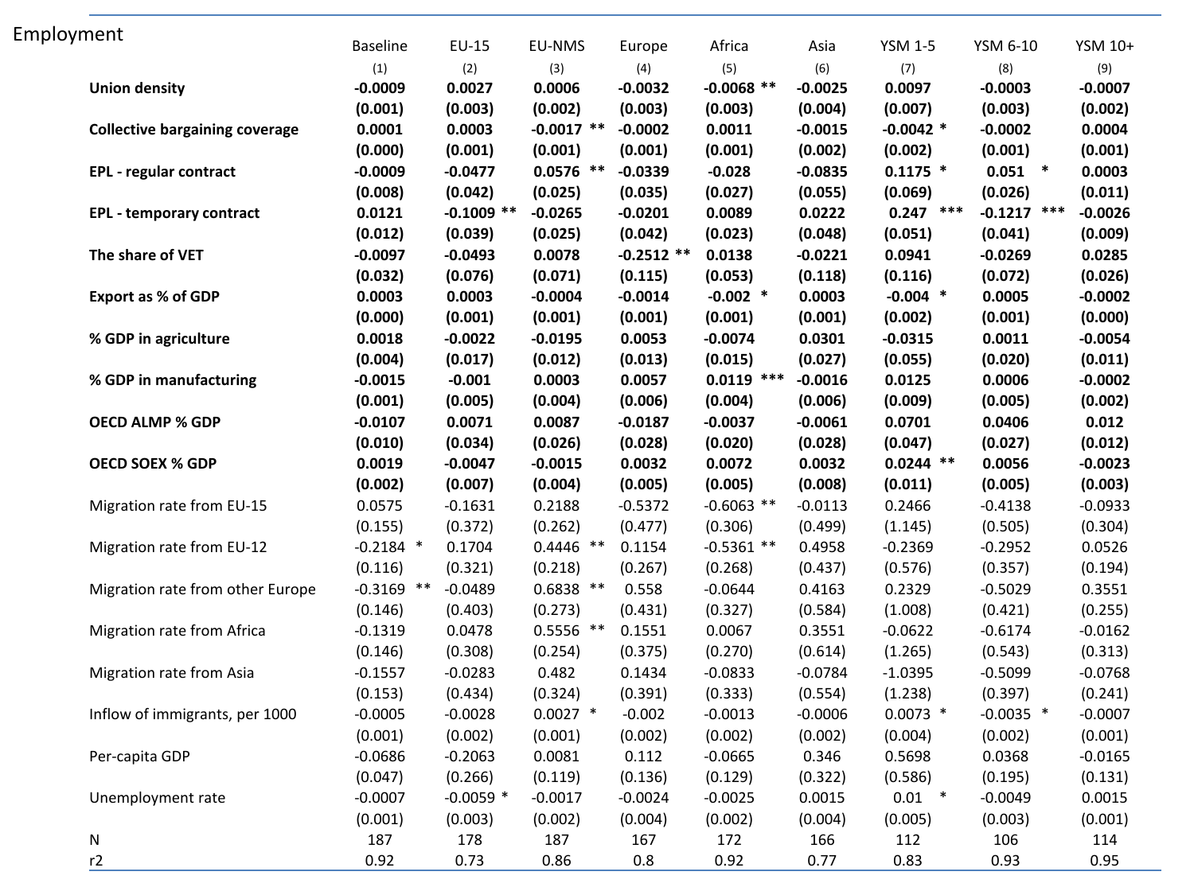Employment

| | Baseline | EU-15 | EU-NMS | Europe | Africa | Asia | YSM 1-5 | YSM 6-10 | YSM 10+ |
|---|---|---|---|---|---|---|---|---|---|
| | (1) | (2) | (3) | (4) | (5) | (6) | (7) | (8) | (9) |
| **Union density** | **-0.0009** | **0.0027** | **0.0006** | **-0.0032** | **-0.0068 ****| **-0.0025** | **0.0097** | **-0.0003** | **-0.0007** |
| | **(0.001)** | **(0.003)** | **(0.002)** | **(0.003)** | **(0.003)** | **(0.004)** | **(0.007)** | **(0.003)** | **(0.002)** |
| **Collective bargaining coverage** | **0.0001** | **0.0003** | **-0.0017 **** | **-0.0002** | **0.0011** | **-0.0015** | **-0.0042 *** | **-0.0002** | **0.0004** |
| | **(0.000)** | **(0.001)** | **(0.001)** | **(0.001)** | **(0.001)** | **(0.002)** | **(0.002)** | **(0.001)** | **(0.001)** |
| **EPL - regular contract** | **-0.0009** | **-0.0477** | **0.0576 **** | **-0.0339** | **-0.028** | **-0.0835** | **0.1175 *** | **0.051 *** | **0.0003** |
| | **(0.008)** | **(0.042)** | **(0.025)** | **(0.035)** | **(0.027)** | **(0.055)** | **(0.069)** | **(0.026)** | **(0.011)** |
| **EPL - temporary contract** | **0.0121** | **-0.1009 **** | **-0.0265** | **-0.0201** | **0.0089** | **0.0222** | **0.247 ***** | **-0.1217 ***** | **-0.0026** |
| | **(0.012)** | **(0.039)** | **(0.025)** | **(0.042)** | **(0.023)** | **(0.048)** | **(0.051)** | **(0.041)** | **(0.009)** |
| **The share of VET** | **-0.0097** | **-0.0493** | **0.0078** | **-0.2512 **** | **0.0138** | **-0.0221** | **0.0941** | **-0.0269** | **0.0285** |
| | **(0.032)** | **(0.076)** | **(0.071)** | **(0.115)** | **(0.053)** | **(0.118)** | **(0.116)** | **(0.072)** | **(0.026)** |
| **Export as % of GDP** | **0.0003** | **0.0003** | **-0.0004** | **-0.0014** | **-0.002 *** | **0.0003** | **-0.004 *** | **0.0005** | **-0.0002** |
| | **(0.000)** | **(0.001)** | **(0.001)** | **(0.001)** | **(0.001)** | **(0.001)** | **(0.002)** | **(0.001)** | **(0.000)** |
| **% GDP in agriculture** | **0.0018** | **-0.0022** | **-0.0195** | **0.0053** | **-0.0074** | **0.0301** | **-0.0315** | **0.0011** | **-0.0054** |
| | **(0.004)** | **(0.017)** | **(0.012)** | **(0.013)** | **(0.015)** | **(0.027)** | **(0.055)** | **(0.020)** | **(0.011)** |
| **% GDP in manufacturing** | **-0.0015** | **-0.001** | **0.0003** | **0.0057** | **0.0119 ***** | **-0.0016** | **0.0125** | **0.0006** | **-0.0002** |
| | **(0.001)** | **(0.005)** | **(0.004)** | **(0.006)** | **(0.004)** | **(0.006)** | **(0.009)** | **(0.005)** | **(0.002)** |
| **OECD ALMP % GDP** | **-0.0107** | **0.0071** | **0.0087** | **-0.0187** | **-0.0037** | **-0.0061** | **0.0701** | **0.0406** | **0.012** |
| | **(0.010)** | **(0.034)** | **(0.026)** | **(0.028)** | **(0.020)** | **(0.028)** | **(0.047)** | **(0.027)** | **(0.012)** |
| **OECD SOEX % GDP** | **0.0019** | **-0.0047** | **-0.0015** | **0.0032** | **0.0072** | **0.0032** | **0.0244 **** | **0.0056** | **-0.0023** |
| | **(0.002)** | **(0.007)** | **(0.004)** | **(0.005)** | **(0.005)** | **(0.008)** | **(0.011)** | **(0.005)** | **(0.003)** |
| Migration rate from EU-15 | 0.0575 | -0.1631 | 0.2188 | -0.5372 | -0.6063 ** | -0.0113 | 0.2466 | -0.4138 | -0.0933 |
| | (0.155) | (0.372) | (0.262) | (0.477) | (0.306) | (0.499) | (1.145) | (0.505) | (0.304) |
| Migration rate from EU-12 | -0.2184 * | 0.1704 | 0.4446 ** | 0.1154 | -0.5361 ** | 0.4958 | -0.2369 | -0.2952 | 0.0526 |
| | (0.116) | (0.321) | (0.218) | (0.267) | (0.268) | (0.437) | (0.576) | (0.357) | (0.194) |
| Migration rate from other Europe | -0.3169 ** | -0.0489 | 0.6838 ** | 0.558 | -0.0644 | 0.4163 | 0.2329 | -0.5029 | 0.3551 |
| | (0.146) | (0.403) | (0.273) | (0.431) | (0.327) | (0.584) | (1.008) | (0.421) | (0.255) |
| Migration rate from Africa | -0.1319 | 0.0478 | 0.5556 ** | 0.1551 | 0.0067 | 0.3551 | -0.0622 | -0.6174 | -0.0162 |
| | (0.146) | (0.308) | (0.254) | (0.375) | (0.270) | (0.614) | (1.265) | (0.543) | (0.313) |
| Migration rate from Asia | -0.1557 | -0.0283 | 0.482 | 0.1434 | -0.0833 | -0.0784 | -1.0395 | -0.5099 | -0.0768 |
| | (0.153) | (0.434) | (0.324) | (0.391) | (0.333) | (0.554) | (1.238) | (0.397) | (0.241) |
| Inflow of immigrants, per 1000 | -0.0005 | -0.0028 | 0.0027 * | -0.002 | -0.0013 | -0.0006 | 0.0073 * | -0.0035 * | -0.0007 |
| | (0.001) | (0.002) | (0.001) | (0.002) | (0.002) | (0.002) | (0.004) | (0.002) | (0.001) |
| Per-capita GDP | -0.0686 | -0.2063 | 0.0081 | 0.112 | -0.0665 | 0.346 | 0.5698 | 0.0368 | -0.0165 |
| | (0.047) | (0.266) | (0.119) | (0.136) | (0.129) | (0.322) | (0.586) | (0.195) | (0.131) |
| Unemployment rate | -0.0007 | -0.0059 * | -0.0017 | -0.0024 | -0.0025 | 0.0015 | 0.01 * | -0.0049 | 0.0015 |
| | (0.001) | (0.003) | (0.002) | (0.004) | (0.002) | (0.004) | (0.005) | (0.003) | (0.001) |
| N | 187 | 178 | 187 | 167 | 172 | 166 | 112 | 106 | 114 |
| r2 | 0.92 | 0.73 | 0.86 | 0.8 | 0.92 | 0.77 | 0.83 | 0.93 | 0.95 |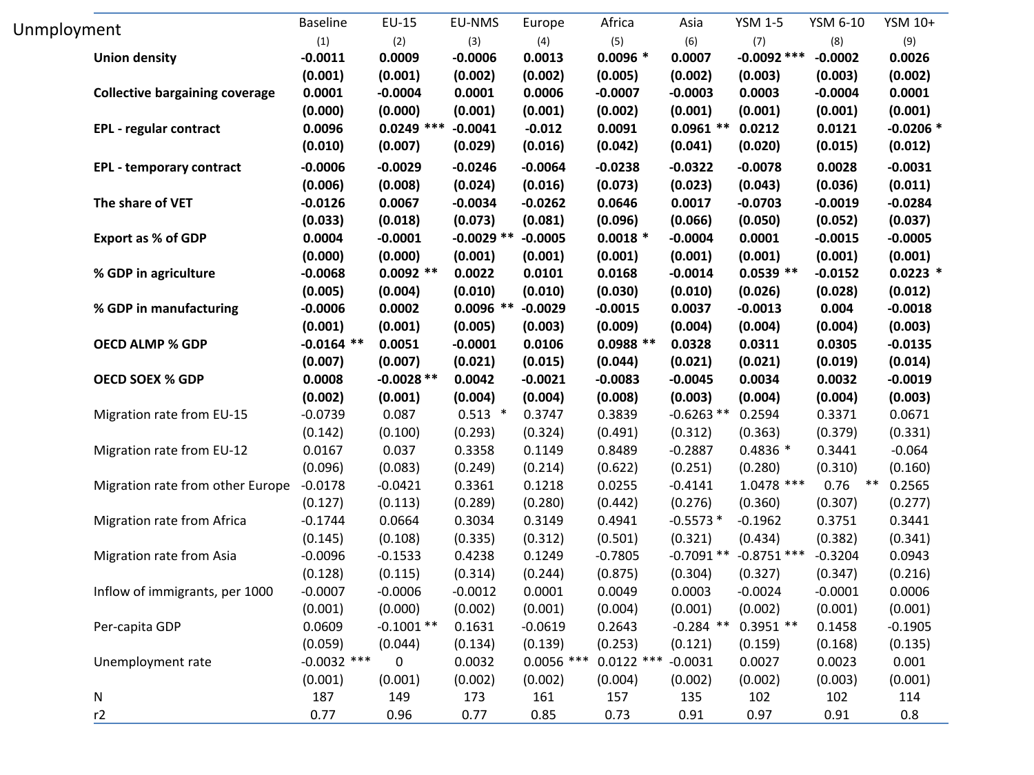Unmployment

| | Baseline | EU-15 | EU-NMS | Europe | Africa | Asia | YSM 1-5 | YSM 6-10 | YSM 10+ |
|---|---|---|---|---|---|---|---|---|---|
| | (1) | (2) | (3) | (4) | (5) | (6) | (7) | (8) | (9) |
| **Union density** | **-0.0011** | **0.0009** | **-0.0006** | **0.0013** | **0.0096 *** | **0.0007** | **-0.0092 ***** | **-0.0002** | **0.0026** |
| | **(0.001)** | **(0.001)** | **(0.002)** | **(0.002)** | **(0.005)** | **(0.002)** | **(0.003)** | **(0.003)** | **(0.002)** |
| **Collective bargaining coverage** | **0.0001** | **-0.0004** | **0.0001** | **0.0006** | **-0.0007** | **-0.0003** | **0.0003** | **-0.0004** | **0.0001** |
| | **(0.000)** | **(0.000)** | **(0.001)** | **(0.001)** | **(0.002)** | **(0.001)** | **(0.001)** | **(0.001)** | **(0.001)** |
| **EPL - regular contract** | **0.0096** | **0.0249 ***** | **-0.0041** | **-0.012** | **0.0091** | **0.0961 **** | **0.0212** | **0.0121** | **-0.0206 *** |
| | **(0.010)** | **(0.007)** | **(0.029)** | **(0.016)** | **(0.042)** | **(0.041)** | **(0.020)** | **(0.015)** | **(0.012)** |
| **EPL - temporary contract** | **-0.0006** | **-0.0029** | **-0.0246** | **-0.0064** | **-0.0238** | **-0.0322** | **-0.0078** | **0.0028** | **-0.0031** |
| | **(0.006)** | **(0.008)** | **(0.024)** | **(0.016)** | **(0.073)** | **(0.023)** | **(0.043)** | **(0.036)** | **(0.011)** |
| **The share of VET** | **-0.0126** | **0.0067** | **-0.0034** | **-0.0262** | **0.0646** | **0.0017** | **-0.0703** | **-0.0019** | **-0.0284** |
| | **(0.033)** | **(0.018)** | **(0.073)** | **(0.081)** | **(0.096)** | **(0.066)** | **(0.050)** | **(0.052)** | **(0.037)** |
| **Export as % of GDP** | **0.0004** | **-0.0001** | **-0.0029 **** | **-0.0005** | **0.0018 *** | **-0.0004** | **0.0001** | **-0.0015** | **-0.0005** |
| | **(0.000)** | **(0.000)** | **(0.001)** | **(0.001)** | **(0.001)** | **(0.001)** | **(0.001)** | **(0.001)** | **(0.001)** |
| **% GDP in agriculture** | **-0.0068** | **0.0092 **** | **0.0022** | **0.0101** | **0.0168** | **-0.0014** | **0.0539 **** | **-0.0152** | **0.0223 *** |
| | **(0.005)** | **(0.004)** | **(0.010)** | **(0.010)** | **(0.030)** | **(0.010)** | **(0.026)** | **(0.028)** | **(0.012)** |
| **% GDP in manufacturing** | **-0.0006** | **0.0002** | **0.0096 **** | **-0.0029** | **-0.0015** | **0.0037** | **-0.0013** | **0.004** | **-0.0018** |
| | **(0.001)** | **(0.001)** | **(0.005)** | **(0.003)** | **(0.009)** | **(0.004)** | **(0.004)** | **(0.004)** | **(0.003)** |
| **OECD ALMP % GDP** | **-0.0164 **** | **0.0051** | **-0.0001** | **0.0106** | **0.0988 **** | **0.0328** | **0.0311** | **0.0305** | **-0.0135** |
| | **(0.007)** | **(0.007)** | **(0.021)** | **(0.015)** | **(0.044)** | **(0.021)** | **(0.021)** | **(0.019)** | **(0.014)** |
| **OECD SOEX % GDP** | **0.0008** | **-0.0028 **** | **0.0042** | **-0.0021** | **-0.0083** | **-0.0045** | **0.0034** | **0.0032** | **-0.0019** |
| | **(0.002)** | **(0.001)** | **(0.004)** | **(0.004)** | **(0.008)** | **(0.003)** | **(0.004)** | **(0.004)** | **(0.003)** |
| Migration rate from EU-15 | -0.0739 | 0.087 | 0.513 * | 0.3747 | 0.3839 | -0.6263 ** | 0.2594 | 0.3371 | 0.0671 |
| | (0.142) | (0.100) | (0.293) | (0.324) | (0.491) | (0.312) | (0.363) | (0.379) | (0.331) |
| Migration rate from EU-12 | 0.0167 | 0.037 | 0.3358 | 0.1149 | 0.8489 | -0.2887 | 0.4836 * | 0.3441 | -0.064 |
| | (0.096) | (0.083) | (0.249) | (0.214) | (0.622) | (0.251) | (0.280) | (0.310) | (0.160) |
| Migration rate from other Europe | -0.0178 | -0.0421 | 0.3361 | 0.1218 | 0.0255 | -0.4141 | 1.0478 *** | 0.76 ** | 0.2565 |
| | (0.127) | (0.113) | (0.289) | (0.280) | (0.442) | (0.276) | (0.360) | (0.307) | (0.277) |
| Migration rate from Africa | -0.1744 | 0.0664 | 0.3034 | 0.3149 | 0.4941 | -0.5573 * | -0.1962 | 0.3751 | 0.3441 |
| | (0.145) | (0.108) | (0.335) | (0.312) | (0.501) | (0.321) | (0.434) | (0.382) | (0.341) |
| Migration rate from Asia | -0.0096 | -0.1533 | 0.4238 | 0.1249 | -0.7805 | -0.7091 ** | -0.8751 *** | -0.3204 | 0.0943 |
| | (0.128) | (0.115) | (0.314) | (0.244) | (0.875) | (0.304) | (0.327) | (0.347) | (0.216) |
| Inflow of immigrants, per 1000 | -0.0007 | -0.0006 | -0.0012 | 0.0001 | 0.0049 | 0.0003 | -0.0024 | -0.0001 | 0.0006 |
| | (0.001) | (0.000) | (0.002) | (0.001) | (0.004) | (0.001) | (0.002) | (0.001) | (0.001) |
| Per-capita GDP | 0.0609 | -0.1001 ** | 0.1631 | -0.0619 | 0.2643 | -0.284 ** | 0.3951 ** | 0.1458 | -0.1905 |
| | (0.059) | (0.044) | (0.134) | (0.139) | (0.253) | (0.121) | (0.159) | (0.168) | (0.135) |
| Unemployment rate | -0.0032 *** | 0 | 0.0032 | 0.0056 *** | 0.0122 *** | -0.0031 | 0.0027 | 0.0023 | 0.001 |
| | (0.001) | (0.001) | (0.002) | (0.002) | (0.004) | (0.002) | (0.002) | (0.003) | (0.001) |
| N | 187 | 149 | 173 | 161 | 157 | 135 | 102 | 102 | 114 |
| r2 | 0.77 | 0.96 | 0.77 | 0.85 | 0.73 | 0.91 | 0.97 | 0.91 | 0.8 |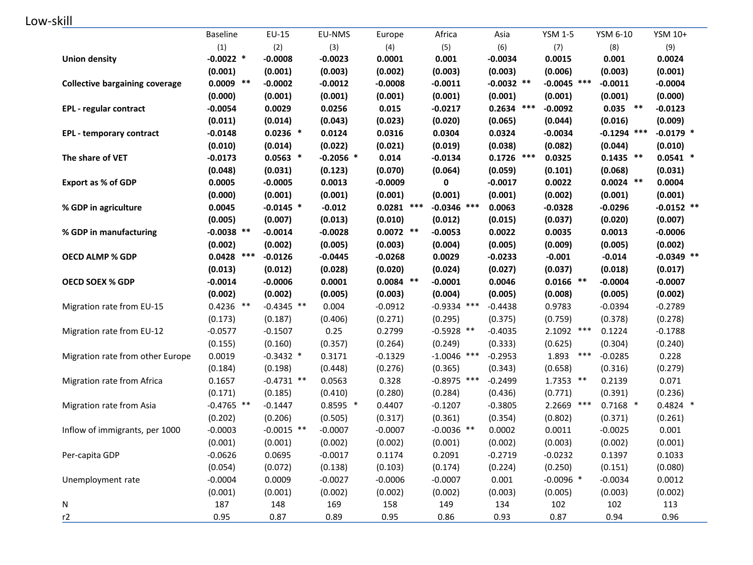Low-skill

| | Baseline | EU-15 | EU-NMS | Europe | Africa | Asia | YSM 1-5 | YSM 6-10 | YSM 10+ |
|---|---|---|---|---|---|---|---|---|---|
| | (1) | (2) | (3) | (4) | (5) | (6) | (7) | (8) | (9) |
| **Union density** | **-0.0022 \*** | **-0.0008** | **-0.0023** | **0.0001** | **0.001** | **-0.0034** | **0.0015** | **0.001** | **0.0024** |
| | **(0.001)** | **(0.001)** | **(0.003)** | **(0.002)** | **(0.003)** | **(0.003)** | **(0.006)** | **(0.003)** | **(0.001)** |
| **Collective bargaining coverage** | **0.0009 \*\*** | **-0.0002** | **-0.0012** | **-0.0008** | **-0.0011** | **-0.0032 \*\*** | **-0.0045 \*\*\*** | **-0.0011** | **-0.0004** |
| | **(0.000)** | **(0.001)** | **(0.001)** | **(0.001)** | **(0.001)** | **(0.001)** | **(0.001)** | **(0.001)** | **(0.000)** |
| **EPL - regular contract** | **-0.0054** | **0.0029** | **0.0256** | **0.015** | **-0.0217** | **0.2634 \*\*\*** | **-0.0092** | **0.035 \*\*** | **-0.0123** |
| | **(0.011)** | **(0.014)** | **(0.043)** | **(0.023)** | **(0.020)** | **(0.065)** | **(0.044)** | **(0.016)** | **(0.009)** |
| **EPL - temporary contract** | **-0.0148** | **0.0236 \*** | **0.0124** | **0.0316** | **0.0304** | **0.0324** | **-0.0034** | **-0.1294 \*\*\*** | **-0.0179 \*** |
| | **(0.010)** | **(0.014)** | **(0.022)** | **(0.021)** | **(0.019)** | **(0.038)** | **(0.082)** | **(0.044)** | **(0.010)** |
| **The share of VET** | **-0.0173** | **0.0563 \*** | **-0.2056 \*** | **0.014** | **-0.0134** | **0.1726 \*\*\*** | **0.0325** | **0.1435 \*\*** | **0.0541 \*** |
| | **(0.048)** | **(0.031)** | **(0.123)** | **(0.070)** | **(0.064)** | **(0.059)** | **(0.101)** | **(0.068)** | **(0.031)** |
| **Export as % of GDP** | **0.0005** | **-0.0005** | **0.0013** | **-0.0009** | **0** | **-0.0017** | **0.0022** | **0.0024 \*\*** | **0.0004** |
| | **(0.000)** | **(0.001)** | **(0.001)** | **(0.001)** | **(0.001)** | **(0.001)** | **(0.002)** | **(0.001)** | **(0.001)** |
| **% GDP in agriculture** | **0.0045** | **-0.0145 \*** | **-0.012** | **0.0281 \*\*\*** | **-0.0346 \*\*\*** | **0.0063** | **-0.0328** | **-0.0296** | **-0.0152 \*\*** |
| | **(0.005)** | **(0.007)** | **(0.013)** | **(0.010)** | **(0.012)** | **(0.015)** | **(0.037)** | **(0.020)** | **(0.007)** |
| **% GDP in manufacturing** | **-0.0038 \*\*** | **-0.0014** | **-0.0028** | **0.0072 \*\*** | **-0.0053** | **0.0022** | **0.0035** | **0.0013** | **-0.0006** |
| | **(0.002)** | **(0.002)** | **(0.005)** | **(0.003)** | **(0.004)** | **(0.005)** | **(0.009)** | **(0.005)** | **(0.002)** |
| **OECD ALMP % GDP** | **0.0428 \*\*\*** | **-0.0126** | **-0.0445** | **-0.0268** | **0.0029** | **-0.0233** | **-0.001** | **-0.014** | **-0.0349 \*\*** |
| | **(0.013)** | **(0.012)** | **(0.028)** | **(0.020)** | **(0.024)** | **(0.027)** | **(0.037)** | **(0.018)** | **(0.017)** |
| **OECD SOEX % GDP** | **-0.0014** | **-0.0006** | **0.0001** | **0.0084 \*\*** | **-0.0001** | **0.0046** | **0.0166 \*\*** | **-0.0004** | **-0.0007** |
| | **(0.002)** | **(0.002)** | **(0.005)** | **(0.003)** | **(0.004)** | **(0.005)** | **(0.008)** | **(0.005)** | **(0.002)** |
| Migration rate from EU-15 | 0.4236 ** | -0.4345 ** | 0.004 | -0.0912 | -0.9334 *** | -0.4438 | 0.9783 | -0.0394 | -0.2789 |
| | (0.173) | (0.187) | (0.406) | (0.271) | (0.295) | (0.375) | (0.759) | (0.378) | (0.278) |
| Migration rate from EU-12 | -0.0577 | -0.1507 | 0.25 | 0.2799 | -0.5928 ** | -0.4035 | 2.1092 *** | 0.1224 | -0.1788 |
| | (0.155) | (0.160) | (0.357) | (0.264) | (0.249) | (0.333) | (0.625) | (0.304) | (0.240) |
| Migration rate from other Europe | 0.0019 | -0.3432 * | 0.3171 | -0.1329 | -1.0046 *** | -0.2953 | 1.893 *** | -0.0285 | 0.228 |
| | (0.184) | (0.198) | (0.448) | (0.276) | (0.365) | (0.343) | (0.658) | (0.316) | (0.279) |
| Migration rate from Africa | 0.1657 | -0.4731 ** | 0.0563 | 0.328 | -0.8975 *** | -0.2499 | 1.7353 ** | 0.2139 | 0.071 |
| | (0.171) | (0.185) | (0.410) | (0.280) | (0.284) | (0.436) | (0.771) | (0.391) | (0.236) |
| Migration rate from Asia | -0.4765 ** | -0.1447 | 0.8595 * | 0.4407 | -0.1207 | -0.3805 | 2.2669 *** | 0.7168 * | 0.4824 * |
| | (0.202) | (0.206) | (0.505) | (0.317) | (0.361) | (0.354) | (0.802) | (0.371) | (0.261) |
| Inflow of immigrants, per 1000 | -0.0003 | -0.0015 ** | -0.0007 | -0.0007 | -0.0036 ** | 0.0002 | 0.0011 | -0.0025 | 0.001 |
| | (0.001) | (0.001) | (0.002) | (0.002) | (0.001) | (0.002) | (0.003) | (0.002) | (0.001) |
| Per-capita GDP | -0.0626 | 0.0695 | -0.0017 | 0.1174 | 0.2091 | -0.2719 | -0.0232 | 0.1397 | 0.1033 |
| | (0.054) | (0.072) | (0.138) | (0.103) | (0.174) | (0.224) | (0.250) | (0.151) | (0.080) |
| Unemployment rate | -0.0004 | 0.0009 | -0.0027 | -0.0006 | -0.0007 | 0.001 | -0.0096 * | -0.0034 | 0.0012 |
| | (0.001) | (0.001) | (0.002) | (0.002) | (0.002) | (0.003) | (0.005) | (0.003) | (0.002) |
| N | 187 | 148 | 169 | 158 | 149 | 134 | 102 | 102 | 113 |
| r2 | 0.95 | 0.87 | 0.89 | 0.95 | 0.86 | 0.93 | 0.87 | 0.94 | 0.96 |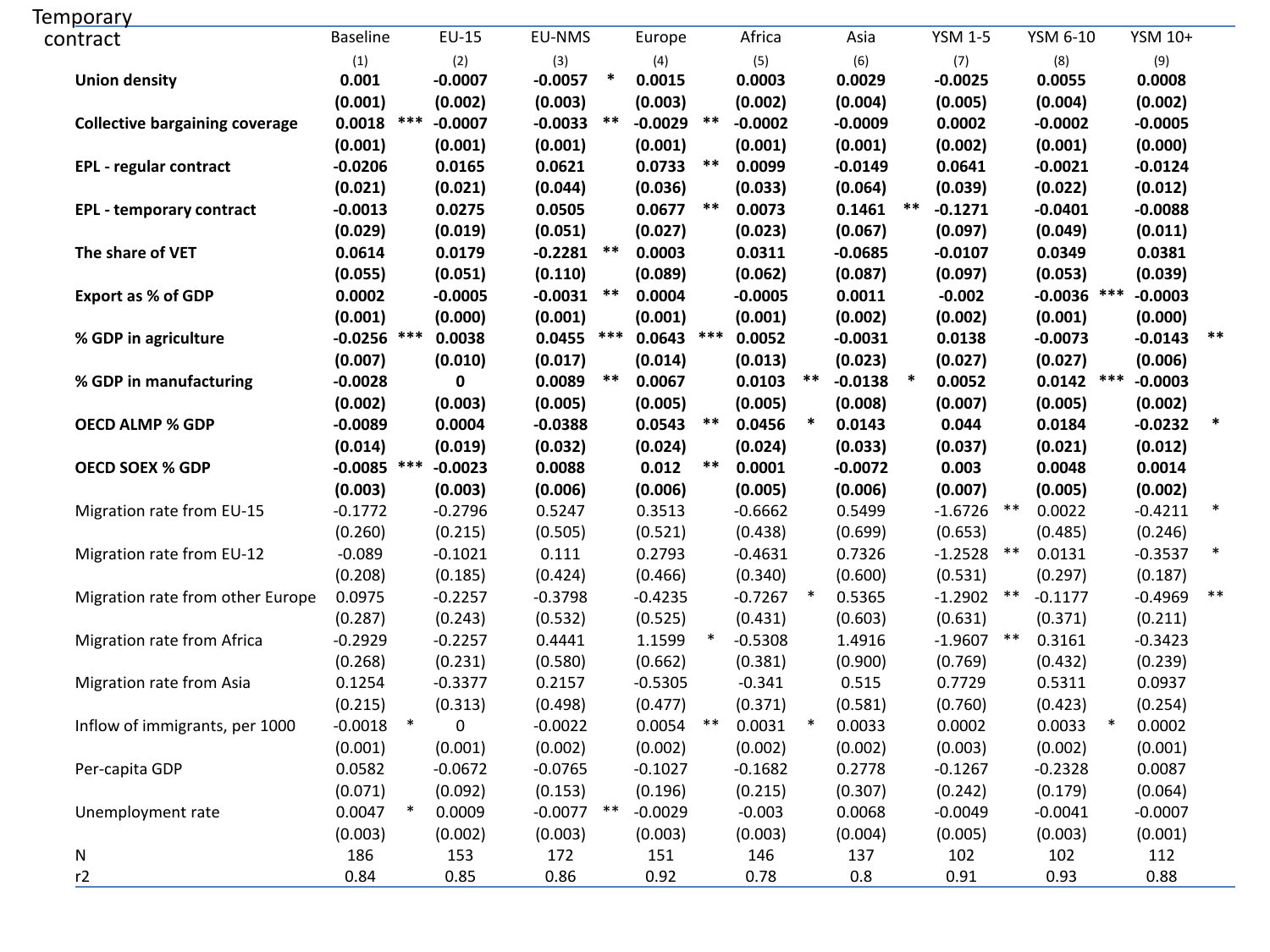Temporary contract

| | Baseline (1) | EU-15 (2) | EU-NMS (3) | Europe (4) | Africa (5) | Asia (6) | YSM 1-5 (7) | YSM 6-10 (8) | YSM 10+ (9) |
|---|---|---|---|---|---|---|---|---|---|
| **Union density** | **0.001** | **-0.0007** | **-0.0057 *** | **0.0015** | **0.0003** | **0.0029** | **-0.0025** | **0.0055** | **0.0008** |
| | **(0.001)** | **(0.002)** | **(0.003)** | **(0.003)** | **(0.002)** | **(0.004)** | **(0.005)** | **(0.004)** | **(0.002)** |
| **Collective bargaining coverage** | **0.0018 ***** | **-0.0007** | **-0.0033 **** | **-0.0029 **** | **-0.0002** | **-0.0009** | **0.0002** | **-0.0002** | **-0.0005** |
| | **(0.001)** | **(0.001)** | **(0.001)** | **(0.001)** | **(0.001)** | **(0.001)** | **(0.002)** | **(0.001)** | **(0.000)** |
| **EPL - regular contract** | **-0.0206** | **0.0165** | **0.0621** | **0.0733 **** | **0.0099** | **-0.0149** | **0.0641** | **-0.0021** | **-0.0124** |
| | **(0.021)** | **(0.021)** | **(0.044)** | **(0.036)** | **(0.033)** | **(0.064)** | **(0.039)** | **(0.022)** | **(0.012)** |
| **EPL - temporary contract** | **-0.0013** | **0.0275** | **0.0505** | **0.0677 **** | **0.0073** | **0.1461 **** | **-0.1271** | **-0.0401** | **-0.0088** |
| | **(0.029)** | **(0.019)** | **(0.051)** | **(0.027)** | **(0.023)** | **(0.067)** | **(0.097)** | **(0.049)** | **(0.011)** |
| **The share of VET** | **0.0614** | **0.0179** | **-0.2281 **** | **0.0003** | **0.0311** | **-0.0685** | **-0.0107** | **0.0349** | **0.0381** |
| | **(0.055)** | **(0.051)** | **(0.110)** | **(0.089)** | **(0.062)** | **(0.087)** | **(0.097)** | **(0.053)** | **(0.039)** |
| **Export as % of GDP** | **0.0002** | **-0.0005** | **-0.0031 **** | **0.0004** | **-0.0005** | **0.0011** | **-0.002** | **-0.0036 ***** | **-0.0003** |
| | **(0.001)** | **(0.000)** | **(0.001)** | **(0.001)** | **(0.001)** | **(0.002)** | **(0.002)** | **(0.001)** | **(0.000)** |
| **% GDP in agriculture** | **-0.0256 ***** | **0.0038** | **0.0455 ***** | **0.0643 ***** | **0.0052** | **-0.0031** | **0.0138** | **-0.0073** | **-0.0143 **** |
| | **(0.007)** | **(0.010)** | **(0.017)** | **(0.014)** | **(0.013)** | **(0.023)** | **(0.027)** | **(0.027)** | **(0.006)** |
| **% GDP in manufacturing** | **-0.0028** | **0** | **0.0089 **** | **0.0067** | **0.0103 **** | **-0.0138 *** | **0.0052** | **0.0142 ***** | **-0.0003** |
| | **(0.002)** | **(0.003)** | **(0.005)** | **(0.005)** | **(0.005)** | **(0.008)** | **(0.007)** | **(0.005)** | **(0.002)** |
| **OECD ALMP % GDP** | **-0.0089** | **0.0004** | **-0.0388** | **0.0543 **** | **0.0456 *** | **0.0143** | **0.044** | **0.0184** | **-0.0232 *** |
| | **(0.014)** | **(0.019)** | **(0.032)** | **(0.024)** | **(0.024)** | **(0.033)** | **(0.037)** | **(0.021)** | **(0.012)** |
| **OECD SOEX % GDP** | **-0.0085 ***** | **-0.0023** | **0.0088** | **0.012 **** | **0.0001** | **-0.0072** | **0.003** | **0.0048** | **0.0014** |
| | **(0.003)** | **(0.003)** | **(0.006)** | **(0.006)** | **(0.005)** | **(0.006)** | **(0.007)** | **(0.005)** | **(0.002)** |
| Migration rate from EU-15 | -0.1772 | -0.2796 | 0.5247 | 0.3513 | -0.6662 | 0.5499 | -1.6726 ** | 0.0022 | -0.4211 * |
| | (0.260) | (0.215) | (0.505) | (0.521) | (0.438) | (0.699) | (0.653) | (0.485) | (0.246) |
| Migration rate from EU-12 | -0.089 | -0.1021 | 0.111 | 0.2793 | -0.4631 | 0.7326 | -1.2528 ** | 0.0131 | -0.3537 * |
| | (0.208) | (0.185) | (0.424) | (0.466) | (0.340) | (0.600) | (0.531) | (0.297) | (0.187) |
| Migration rate from other Europe | 0.0975 | -0.2257 | -0.3798 | -0.4235 | -0.7267 * | 0.5365 | -1.2902 ** | -0.1177 | -0.4969 ** |
| | (0.287) | (0.243) | (0.532) | (0.525) | (0.431) | (0.603) | (0.631) | (0.371) | (0.211) |
| Migration rate from Africa | -0.2929 | -0.2257 | 0.4441 | 1.1599 * | -0.5308 | 1.4916 | -1.9607 ** | 0.3161 | -0.3423 |
| | (0.268) | (0.231) | (0.580) | (0.662) | (0.381) | (0.900) | (0.769) | (0.432) | (0.239) |
| Migration rate from Asia | 0.1254 | -0.3377 | 0.2157 | -0.5305 | -0.341 | 0.515 | 0.7729 | 0.5311 | 0.0937 |
| | (0.215) | (0.313) | (0.498) | (0.477) | (0.371) | (0.581) | (0.760) | (0.423) | (0.254) |
| Inflow of immigrants, per 1000 | -0.0018 * | 0 | -0.0022 | 0.0054 ** | 0.0031 * | 0.0033 | 0.0002 | 0.0033 * | 0.0002 |
| | (0.001) | (0.001) | (0.002) | (0.002) | (0.002) | (0.002) | (0.003) | (0.002) | (0.001) |
| Per-capita GDP | 0.0582 | -0.0672 | -0.0765 | -0.1027 | -0.1682 | 0.2778 | -0.1267 | -0.2328 | 0.0087 |
| | (0.071) | (0.092) | (0.153) | (0.196) | (0.215) | (0.307) | (0.242) | (0.179) | (0.064) |
| Unemployment rate | 0.0047 * | 0.0009 | -0.0077 ** | -0.0029 | -0.003 | 0.0068 | -0.0049 | -0.0041 | -0.0007 |
| | (0.003) | (0.002) | (0.003) | (0.003) | (0.003) | (0.004) | (0.005) | (0.003) | (0.001) |
| N | 186 | 153 | 172 | 151 | 146 | 137 | 102 | 102 | 112 |
| r2 | 0.84 | 0.85 | 0.86 | 0.92 | 0.78 | 0.8 | 0.91 | 0.93 | 0.88 |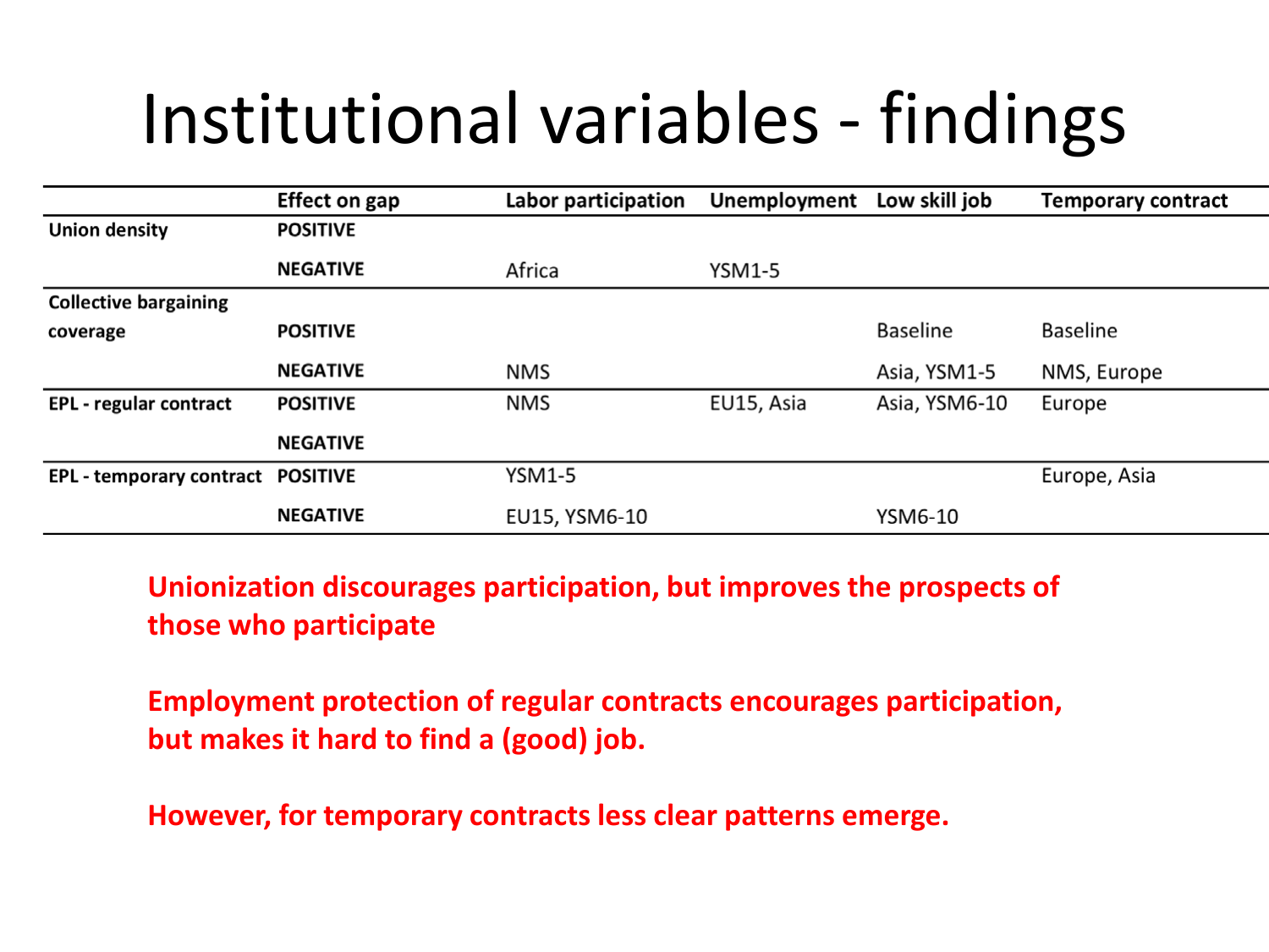# Institutional variables - findings

| | Effect on gap | Labor participation | Unemployment | Low skill job | Temporary contract |
|---|---|---|---|---|---|
| **Union density** | **POSITIVE** | | | | |
| | **NEGATIVE** | Africa | YSM1-5 | | |
| **Collective bargaining coverage** | **POSITIVE** | | | Baseline | Baseline |
| | **NEGATIVE** | NMS | | Asia, YSM1-5 | NMS, Europe |
| **EPL - regular contract** | **POSITIVE** | NMS | EU15, Asia | Asia, YSM6-10 | Europe |
| | **NEGATIVE** | | | | |
| **EPL - temporary contract** | **POSITIVE** | YSM1-5 | | | Europe, Asia |
| | **NEGATIVE** | EU15, YSM6-10 | | YSM6-10 | |

**Unionization discourages participation, but improves the prospects of those who participate**

**Employment protection of regular contracts encourages participation, but makes it hard to find a (good) job.**

**However, for temporary contracts less clear patterns emerge.**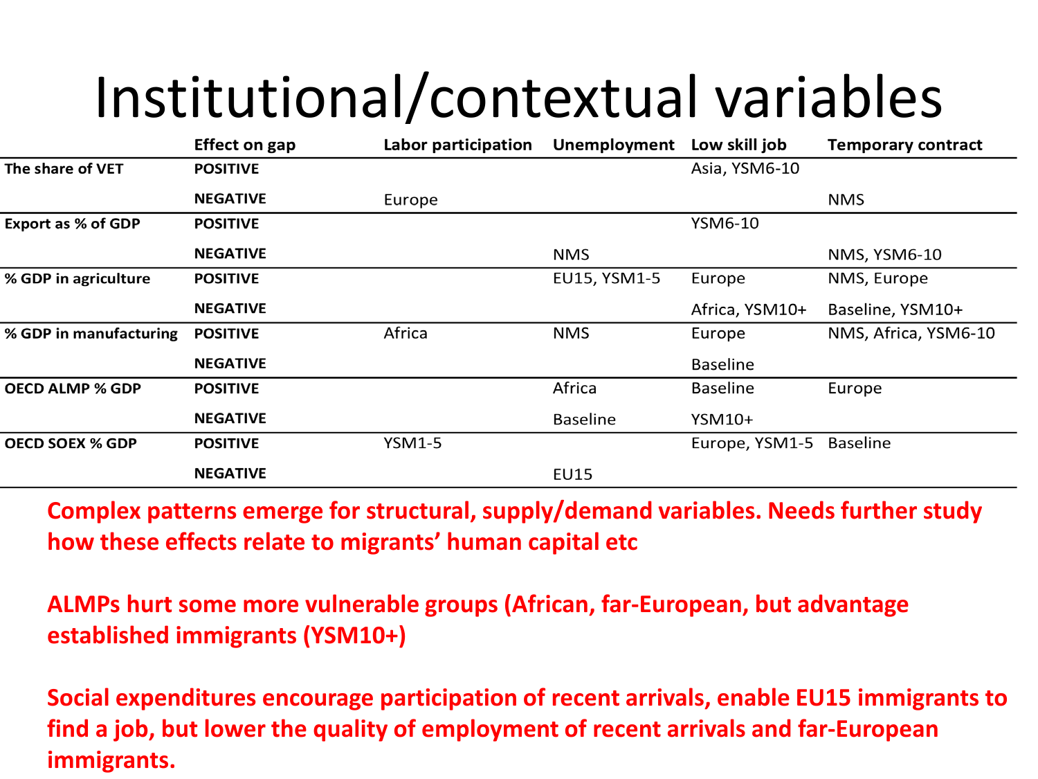# Institutional/contextual variables

| | Effect on gap | Labor participation | Unemployment | Low skill job | Temporary contract |
|---|---|---|---|---|---|
| **The share of VET** | **POSITIVE** | | | Asia, YSM6-10 | |
| | **NEGATIVE** | Europe | | | NMS |
| **Export as % of GDP** | **POSITIVE** | | | YSM6-10 | |
| | **NEGATIVE** | | NMS | | NMS, YSM6-10 |
| **% GDP in agriculture** | **POSITIVE** | | EU15, YSM1-5 | Europe | NMS, Europe |
| | **NEGATIVE** | | | Africa, YSM10+ | Baseline, YSM10+ |
| **% GDP in manufacturing** | **POSITIVE** | Africa | NMS | Europe | NMS, Africa, YSM6-10 |
| | **NEGATIVE** | | | Baseline | |
| **OECD ALMP % GDP** | **POSITIVE** | | Africa | Baseline | Europe |
| | **NEGATIVE** | | Baseline | YSM10+ | |
| **OECD SOEX % GDP** | **POSITIVE** | YSM1-5 | | Europe, YSM1-5 | Baseline |
| | **NEGATIVE** | | EU15 | | |

**Complex patterns emerge for structural, supply/demand variables. Needs further study how these effects relate to migrants' human capital etc**

**ALMPs hurt some more vulnerable groups (African, far-European, but advantage established immigrants (YSM10+)**

**Social expenditures encourage participation of recent arrivals, enable EU15 immigrants to find a job, but lower the quality of employment of recent arrivals and far-European immigrants.**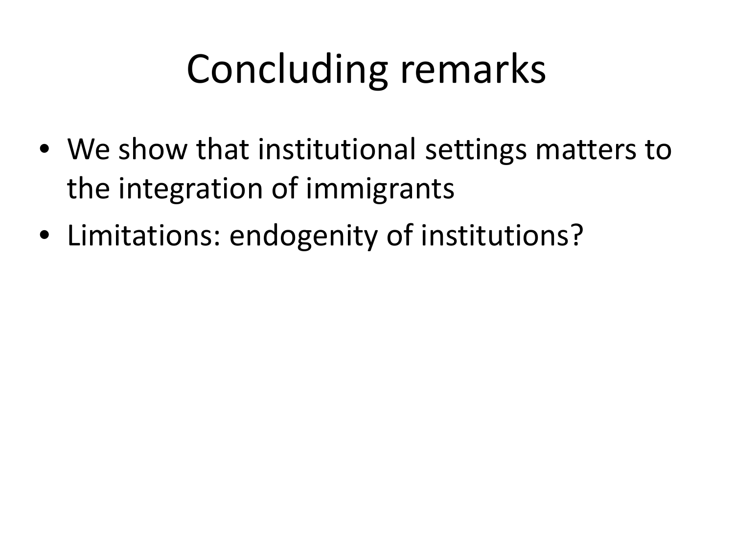# Concluding remarks

- We show that institutional settings matters to the integration of immigrants
- Limitations: endogenity of institutions?